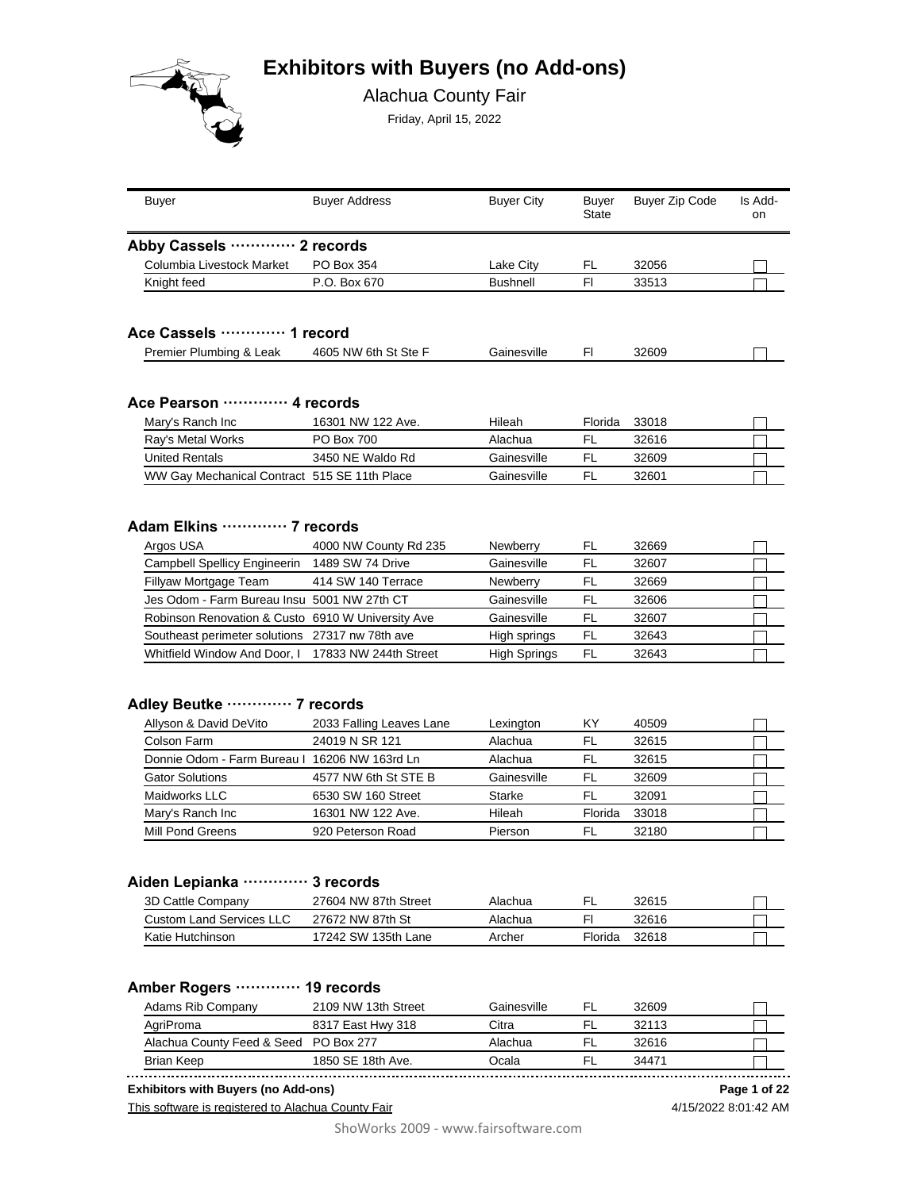# Exhibitors with Buyers (no Add-ons)

Alachua County Fair

Friday, April 15, 2022

| Buyer | Buyer Address | Buyer City | Buyer State | Buyer Zip Code | Is Add-on |
|---|---|---|---|---|---|

**Abby Cassels ············· 2 records**

| Buyer | Buyer Address | Buyer City | Buyer State | Buyer Zip Code | Is Add-on |
|---|---|---|---|---|---|
| Columbia Livestock Market | PO Box 354 | Lake City | FL | 32056 | ☐ |
| Knight feed | P.O. Box 670 | Bushnell | Fl | 33513 | ☐ |

**Ace Cassels ············· 1 record**

| Buyer | Buyer Address | Buyer City | Buyer State | Buyer Zip Code | Is Add-on |
|---|---|---|---|---|---|
| Premier Plumbing & Leak | 4605 NW 6th St Ste F | Gainesville | Fl | 32609 | ☐ |

**Ace Pearson ············· 4 records**

| Buyer | Buyer Address | Buyer City | Buyer State | Buyer Zip Code | Is Add-on |
|---|---|---|---|---|---|
| Mary's Ranch Inc | 16301 NW 122 Ave. | Hileah | Florida | 33018 | ☐ |
| Ray's Metal Works | PO Box 700 | Alachua | FL | 32616 | ☐ |
| United Rentals | 3450 NE Waldo Rd | Gainesville | FL | 32609 | ☐ |
| WW Gay Mechanical Contract | 515 SE 11th Place | Gainesville | FL | 32601 | ☐ |

**Adam Elkins ············· 7 records**

| Buyer | Buyer Address | Buyer City | Buyer State | Buyer Zip Code | Is Add-on |
|---|---|---|---|---|---|
| Argos USA | 4000 NW County Rd 235 | Newberry | FL | 32669 | ☐ |
| Campbell Spellicy Engineerin | 1489 SW 74 Drive | Gainesville | FL | 32607 | ☐ |
| Fillyaw Mortgage Team | 414 SW 140 Terrace | Newberry | FL | 32669 | ☐ |
| Jes Odom - Farm Bureau Insu | 5001 NW 27th CT | Gainesville | FL | 32606 | ☐ |
| Robinson Renovation & Custo | 6910 W University Ave | Gainesville | FL | 32607 | ☐ |
| Southeast perimeter solutions | 27317 nw 78th ave | High springs | FL | 32643 | ☐ |
| Whitfield Window And Door, I | 17833 NW 244th Street | High Springs | FL | 32643 | ☐ |

**Adley Beutke ············· 7 records**

| Buyer | Buyer Address | Buyer City | Buyer State | Buyer Zip Code | Is Add-on |
|---|---|---|---|---|---|
| Allyson & David DeVito | 2033 Falling Leaves Lane | Lexington | KY | 40509 | ☐ |
| Colson Farm | 24019 N SR 121 | Alachua | FL | 32615 | ☐ |
| Donnie Odom - Farm Bureau I | 16206 NW 163rd Ln | Alachua | FL | 32615 | ☐ |
| Gator Solutions | 4577 NW 6th St STE B | Gainesville | FL | 32609 | ☐ |
| Maidworks LLC | 6530 SW 160 Street | Starke | FL | 32091 | ☐ |
| Mary's Ranch Inc | 16301 NW 122 Ave. | Hileah | Florida | 33018 | ☐ |
| Mill Pond Greens | 920 Peterson Road | Pierson | FL | 32180 | ☐ |

**Aiden Lepianka ············· 3 records**

| Buyer | Buyer Address | Buyer City | Buyer State | Buyer Zip Code | Is Add-on |
|---|---|---|---|---|---|
| 3D Cattle Company | 27604 NW 87th Street | Alachua | FL | 32615 | ☐ |
| Custom Land Services LLC | 27672 NW 87th St | Alachua | Fl | 32616 | ☐ |
| Katie Hutchinson | 17242 SW 135th Lane | Archer | Florida | 32618 | ☐ |

**Amber Rogers ············· 19 records**

| Buyer | Buyer Address | Buyer City | Buyer State | Buyer Zip Code | Is Add-on |
|---|---|---|---|---|---|
| Adams Rib Company | 2109 NW 13th Street | Gainesville | FL | 32609 | ☐ |
| AgriProma | 8317 East Hwy 318 | Citra | FL | 32113 | ☐ |
| Alachua County Feed & Seed | PO Box 277 | Alachua | FL | 32616 | ☐ |
| Brian Keep | 1850 SE 18th Ave. | Ocala | FL | 34471 | ☐ |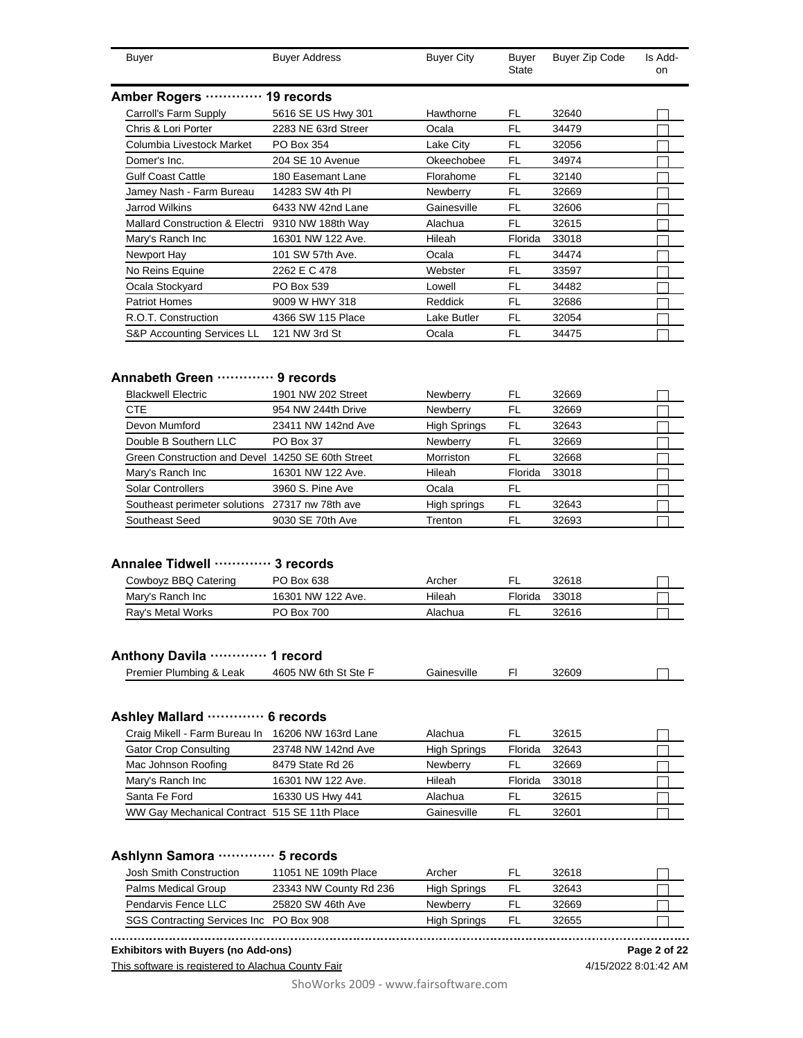| Buyer | Buyer Address | Buyer City | Buyer State | Buyer Zip Code | Is Add-on |
|---|---|---|---|---|---|

## Amber Rogers ············· 19 records

| Buyer | Buyer Address | Buyer City | Buyer State | Buyer Zip Code | Is Add-on |
|---|---|---|---|---|---|
| Carroll's Farm Supply | 5616 SE US Hwy 301 | Hawthorne | FL | 32640 | ☐ |
| Chris & Lori Porter | 2283 NE 63rd Streer | Ocala | FL | 34479 | ☐ |
| Columbia Livestock Market | PO Box 354 | Lake City | FL | 32056 | ☐ |
| Domer's Inc. | 204 SE 10 Avenue | Okeechobee | FL | 34974 | ☐ |
| Gulf Coast Cattle | 180 Easemant Lane | Florahome | FL | 32140 | ☐ |
| Jamey Nash - Farm Bureau | 14283 SW 4th Pl | Newberry | FL | 32669 | ☐ |
| Jarrod Wilkins | 6433 NW 42nd Lane | Gainesville | FL | 32606 | ☐ |
| Mallard Construction & Electri | 9310 NW 188th Way | Alachua | FL | 32615 | ☐ |
| Mary's Ranch Inc | 16301 NW 122 Ave. | Hileah | Florida | 33018 | ☐ |
| Newport Hay | 101 SW 57th Ave. | Ocala | FL | 34474 | ☐ |
| No Reins Equine | 2262 E C 478 | Webster | FL | 33597 | ☐ |
| Ocala Stockyard | PO Box 539 | Lowell | FL | 34482 | ☐ |
| Patriot Homes | 9009 W HWY 318 | Reddick | FL | 32686 | ☐ |
| R.O.T. Construction | 4366 SW 115 Place | Lake Butler | FL | 32054 | ☐ |
| S&P Accounting Services LL | 121 NW 3rd St | Ocala | FL | 34475 | ☐ |

## Annabeth Green ············· 9 records

| Buyer | Buyer Address | Buyer City | Buyer State | Buyer Zip Code | Is Add-on |
|---|---|---|---|---|---|
| Blackwell Electric | 1901 NW 202 Street | Newberry | FL | 32669 | ☐ |
| CTE | 954 NW 244th Drive | Newberry | FL | 32669 | ☐ |
| Devon Mumford | 23411 NW 142nd Ave | High Springs | FL | 32643 | ☐ |
| Double B Southern LLC | PO Box 37 | Newberry | FL | 32669 | ☐ |
| Green Construction and Devel | 14250 SE 60th Street | Morriston | FL | 32668 | ☐ |
| Mary's Ranch Inc | 16301 NW 122 Ave. | Hileah | Florida | 33018 | ☐ |
| Solar Controllers | 3960 S. Pine Ave | Ocala | FL | | ☐ |
| Southeast perimeter solutions | 27317 nw 78th ave | High springs | FL | 32643 | ☐ |
| Southeast Seed | 9030 SE 70th Ave | Trenton | FL | 32693 | ☐ |

## Annalee Tidwell ············· 3 records

| Buyer | Buyer Address | Buyer City | Buyer State | Buyer Zip Code | Is Add-on |
|---|---|---|---|---|---|
| Cowboyz BBQ Catering | PO Box 638 | Archer | FL | 32618 | ☐ |
| Mary's Ranch Inc | 16301 NW 122 Ave. | Hileah | Florida | 33018 | ☐ |
| Ray's Metal Works | PO Box 700 | Alachua | FL | 32616 | ☐ |

## Anthony Davila ············· 1 record

| Buyer | Buyer Address | Buyer City | Buyer State | Buyer Zip Code | Is Add-on |
|---|---|---|---|---|---|
| Premier Plumbing & Leak | 4605 NW 6th St Ste F | Gainesville | Fl | 32609 | ☐ |

## Ashley Mallard ············· 6 records

| Buyer | Buyer Address | Buyer City | Buyer State | Buyer Zip Code | Is Add-on |
|---|---|---|---|---|---|
| Craig Mikell - Farm Bureau In | 16206 NW 163rd Lane | Alachua | FL | 32615 | ☐ |
| Gator Crop Consulting | 23748 NW 142nd Ave | High Springs | Florida | 32643 | ☐ |
| Mac Johnson Roofing | 8479 State Rd 26 | Newberry | FL | 32669 | ☐ |
| Mary's Ranch Inc | 16301 NW 122 Ave. | Hileah | Florida | 33018 | ☐ |
| Santa Fe Ford | 16330 US Hwy 441 | Alachua | FL | 32615 | ☐ |
| WW Gay Mechanical Contract | 515 SE 11th Place | Gainesville | FL | 32601 | ☐ |

## Ashlynn Samora ············· 5 records

| Buyer | Buyer Address | Buyer City | Buyer State | Buyer Zip Code | Is Add-on |
|---|---|---|---|---|---|
| Josh Smith Construction | 11051 NE 109th Place | Archer | FL | 32618 | ☐ |
| Palms Medical Group | 23343 NW County Rd 236 | High Springs | FL | 32643 | ☐ |
| Pendarvis Fence LLC | 25820 SW 46th Ave | Newberry | FL | 32669 | ☐ |
| SGS Contracting Services Inc | PO Box 908 | High Springs | FL | 32655 | ☐ |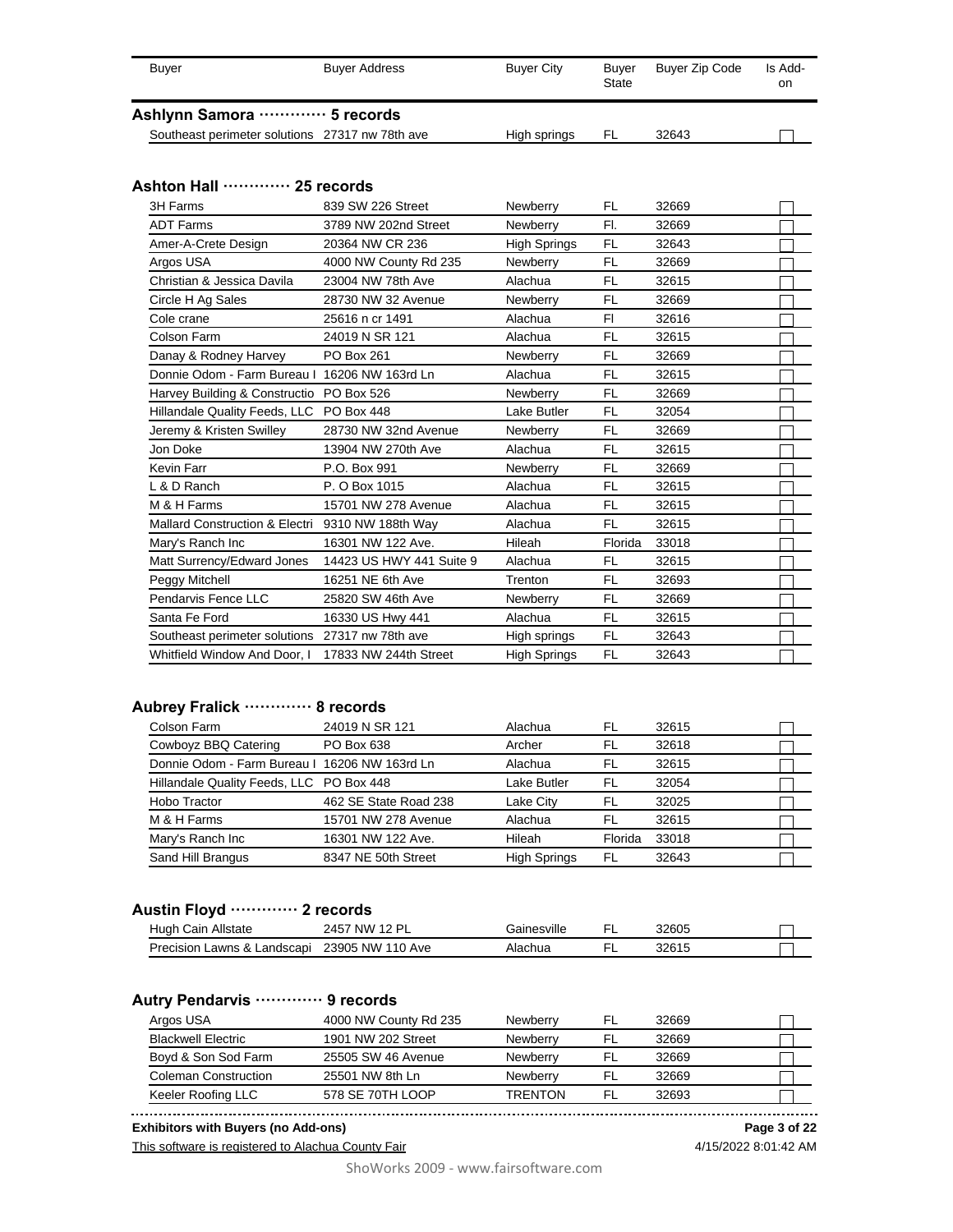| Buyer | Buyer Address | Buyer City | Buyer State | Buyer Zip Code | Is Add-on |
|---|---|---|---|---|---|

## Ashlynn Samora ············· 5 records

| Buyer | Buyer Address | Buyer City | Buyer State | Buyer Zip Code | Is Add-on |
|---|---|---|---|---|---|
| Southeast perimeter solutions | 27317 nw 78th ave | High springs | FL | 32643 | ☐ |

## Ashton Hall ············· 25 records

| Buyer | Buyer Address | Buyer City | Buyer State | Buyer Zip Code | Is Add-on |
|---|---|---|---|---|---|
| 3H Farms | 839 SW 226 Street | Newberry | FL | 32669 | ☐ |
| ADT Farms | 3789 NW 202nd Street | Newberry | Fl. | 32669 | ☐ |
| Amer-A-Crete Design | 20364 NW CR 236 | High Springs | FL | 32643 | ☐ |
| Argos USA | 4000 NW County Rd 235 | Newberry | FL | 32669 | ☐ |
| Christian & Jessica Davila | 23004 NW 78th Ave | Alachua | FL | 32615 | ☐ |
| Circle H Ag Sales | 28730 NW 32 Avenue | Newberry | FL | 32669 | ☐ |
| Cole crane | 25616 n cr 1491 | Alachua | Fl | 32616 | ☐ |
| Colson Farm | 24019 N SR 121 | Alachua | FL | 32615 | ☐ |
| Danay & Rodney Harvey | PO Box 261 | Newberry | FL | 32669 | ☐ |
| Donnie Odom - Farm Bureau I | 16206 NW 163rd Ln | Alachua | FL | 32615 | ☐ |
| Harvey Building & Constructio | PO Box 526 | Newberry | FL | 32669 | ☐ |
| Hillandale Quality Feeds, LLC | PO Box 448 | Lake Butler | FL | 32054 | ☐ |
| Jeremy & Kristen Swilley | 28730 NW 32nd Avenue | Newberry | FL | 32669 | ☐ |
| Jon Doke | 13904 NW 270th Ave | Alachua | FL | 32615 | ☐ |
| Kevin Farr | P.O. Box 991 | Newberry | FL | 32669 | ☐ |
| L & D Ranch | P. O Box 1015 | Alachua | FL | 32615 | ☐ |
| M & H Farms | 15701 NW 278 Avenue | Alachua | FL | 32615 | ☐ |
| Mallard Construction & Electri | 9310 NW 188th Way | Alachua | FL | 32615 | ☐ |
| Mary's Ranch Inc | 16301 NW 122 Ave. | Hileah | Florida | 33018 | ☐ |
| Matt Surrency/Edward Jones | 14423 US HWY 441 Suite 9 | Alachua | FL | 32615 | ☐ |
| Peggy Mitchell | 16251 NE 6th Ave | Trenton | FL | 32693 | ☐ |
| Pendarvis Fence LLC | 25820 SW 46th Ave | Newberry | FL | 32669 | ☐ |
| Santa Fe Ford | 16330 US Hwy 441 | Alachua | FL | 32615 | ☐ |
| Southeast perimeter solutions | 27317 nw 78th ave | High springs | FL | 32643 | ☐ |
| Whitfield Window And Door, I | 17833 NW 244th Street | High Springs | FL | 32643 | ☐ |

## Aubrey Fralick ············· 8 records

| Buyer | Buyer Address | Buyer City | Buyer State | Buyer Zip Code | Is Add-on |
|---|---|---|---|---|---|
| Colson Farm | 24019 N SR 121 | Alachua | FL | 32615 | ☐ |
| Cowboyz BBQ Catering | PO Box 638 | Archer | FL | 32618 | ☐ |
| Donnie Odom - Farm Bureau I | 16206 NW 163rd Ln | Alachua | FL | 32615 | ☐ |
| Hillandale Quality Feeds, LLC | PO Box 448 | Lake Butler | FL | 32054 | ☐ |
| Hobo Tractor | 462 SE State Road 238 | Lake City | FL | 32025 | ☐ |
| M & H Farms | 15701 NW 278 Avenue | Alachua | FL | 32615 | ☐ |
| Mary's Ranch Inc | 16301 NW 122 Ave. | Hileah | Florida | 33018 | ☐ |
| Sand Hill Brangus | 8347 NE 50th Street | High Springs | FL | 32643 | ☐ |

## Austin Floyd ············· 2 records

| Buyer | Buyer Address | Buyer City | Buyer State | Buyer Zip Code | Is Add-on |
|---|---|---|---|---|---|
| Hugh Cain Allstate | 2457 NW 12 PL | Gainesville | FL | 32605 | ☐ |
| Precision Lawns & Landscapi | 23905 NW 110 Ave | Alachua | FL | 32615 | ☐ |

## Autry Pendarvis ············· 9 records

| Buyer | Buyer Address | Buyer City | Buyer State | Buyer Zip Code | Is Add-on |
|---|---|---|---|---|---|
| Argos USA | 4000 NW County Rd 235 | Newberry | FL | 32669 | ☐ |
| Blackwell Electric | 1901 NW 202 Street | Newberry | FL | 32669 | ☐ |
| Boyd & Son Sod Farm | 25505 SW 46 Avenue | Newberry | FL | 32669 | ☐ |
| Coleman Construction | 25501 NW 8th Ln | Newberry | FL | 32669 | ☐ |
| Keeler Roofing LLC | 578 SE 70TH LOOP | TRENTON | FL | 32693 | ☐ |

**Exhibitors with Buyers (no Add-ons)**

This software is registered to Alachua County Fair — 4/15/2022 8:01:42 AM

ShoWorks 2009 - www.fairsoftware.com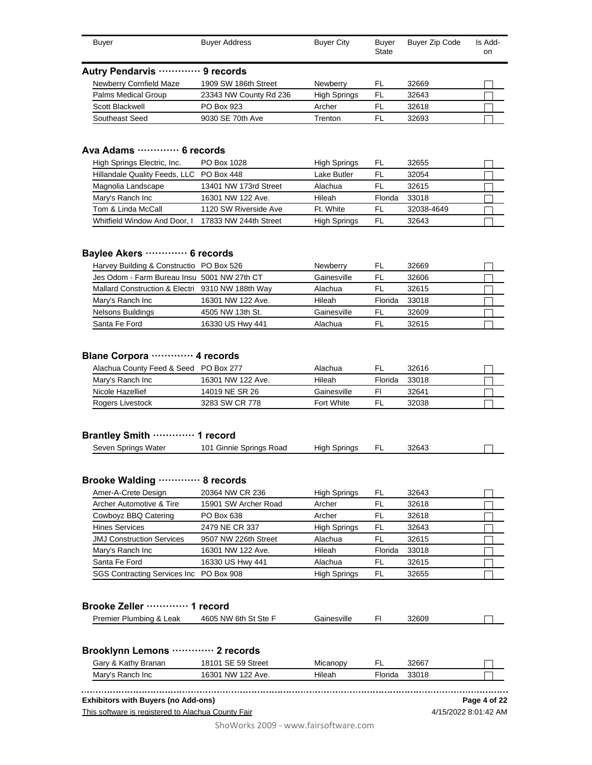| Buyer | Buyer Address | Buyer City | Buyer State | Buyer Zip Code | Is Add-on |
|---|---|---|---|---|---|

**Autry Pendarvis ············· 9 records**

| Buyer | Buyer Address | Buyer City | Buyer State | Buyer Zip Code | Is Add-on |
|---|---|---|---|---|---|
| Newberry Cornfield Maze | 1909 SW 186th Street | Newberry | FL | 32669 | ☐ |
| Palms Medical Group | 23343 NW County Rd 236 | High Springs | FL | 32643 | ☐ |
| Scott Blackwell | PO Box 923 | Archer | FL | 32618 | ☐ |
| Southeast Seed | 9030 SE 70th Ave | Trenton | FL | 32693 | ☐ |

**Ava Adams ············· 6 records**

| Buyer | Buyer Address | Buyer City | Buyer State | Buyer Zip Code | Is Add-on |
|---|---|---|---|---|---|
| High Springs Electric, Inc. | PO Box 1028 | High Springs | FL | 32655 | ☐ |
| Hillandale Quality Feeds, LLC | PO Box 448 | Lake Butler | FL | 32054 | ☐ |
| Magnolia Landscape | 13401 NW 173rd Street | Alachua | FL | 32615 | ☐ |
| Mary's Ranch Inc | 16301 NW 122 Ave. | Hileah | Florida | 33018 | ☐ |
| Tom & Linda McCall | 1120 SW Riverside Ave | Ft. White | FL | 32038-4649 | ☐ |
| Whitfield Window And Door, I | 17833 NW 244th Street | High Springs | FL | 32643 | ☐ |

**Baylee Akers ············· 6 records**

| Buyer | Buyer Address | Buyer City | Buyer State | Buyer Zip Code | Is Add-on |
|---|---|---|---|---|---|
| Harvey Building & Constructio | PO Box 526 | Newberry | FL | 32669 | ☐ |
| Jes Odom - Farm Bureau Insu | 5001 NW 27th CT | Gainesville | FL | 32606 | ☐ |
| Mallard Construction & Electri | 9310 NW 188th Way | Alachua | FL | 32615 | ☐ |
| Mary's Ranch Inc | 16301 NW 122 Ave. | Hileah | Florida | 33018 | ☐ |
| Nelsons Buildings | 4505 NW 13th St. | Gainesville | FL | 32609 | ☐ |
| Santa Fe Ford | 16330 US Hwy 441 | Alachua | FL | 32615 | ☐ |

**Blane Corpora ············· 4 records**

| Buyer | Buyer Address | Buyer City | Buyer State | Buyer Zip Code | Is Add-on |
|---|---|---|---|---|---|
| Alachua County Feed & Seed | PO Box 277 | Alachua | FL | 32616 | ☐ |
| Mary's Ranch Inc | 16301 NW 122 Ave. | Hileah | Florida | 33018 | ☐ |
| Nicole Hazellief | 14019 NE SR 26 | Gainesville | Fl | 32641 | ☐ |
| Rogers Livestock | 3283 SW CR 778 | Fort White | FL | 32038 | ☐ |

**Brantley Smith ············· 1 record**

| Buyer | Buyer Address | Buyer City | Buyer State | Buyer Zip Code | Is Add-on |
|---|---|---|---|---|---|
| Seven Springs Water | 101 Ginnie Springs Road | High Springs | FL | 32643 | ☐ |

**Brooke Walding ············· 8 records**

| Buyer | Buyer Address | Buyer City | Buyer State | Buyer Zip Code | Is Add-on |
|---|---|---|---|---|---|
| Amer-A-Crete Design | 20364 NW CR 236 | High Springs | FL | 32643 | ☐ |
| Archer Automotive & Tire | 15901 SW Archer Road | Archer | FL | 32618 | ☐ |
| Cowboyz BBQ Catering | PO Box 638 | Archer | FL | 32618 | ☐ |
| Hines Services | 2479 NE CR 337 | High Springs | FL | 32643 | ☐ |
| JMJ Construction Services | 9507 NW 226th Street | Alachua | FL | 32615 | ☐ |
| Mary's Ranch Inc | 16301 NW 122 Ave. | Hileah | Florida | 33018 | ☐ |
| Santa Fe Ford | 16330 US Hwy 441 | Alachua | FL | 32615 | ☐ |
| SGS Contracting Services Inc | PO Box 908 | High Springs | FL | 32655 | ☐ |

**Brooke Zeller ············· 1 record**

| Buyer | Buyer Address | Buyer City | Buyer State | Buyer Zip Code | Is Add-on |
|---|---|---|---|---|---|
| Premier Plumbing & Leak | 4605 NW 6th St Ste F | Gainesville | Fl | 32609 | ☐ |

**Brooklynn Lemons ············· 2 records**

| Buyer | Buyer Address | Buyer City | Buyer State | Buyer Zip Code | Is Add-on |
|---|---|---|---|---|---|
| Gary & Kathy Branan | 18101 SE 59 Street | Micanopy | FL | 32667 | ☐ |
| Mary's Ranch Inc | 16301 NW 122 Ave. | Hileah | Florida | 33018 | ☐ |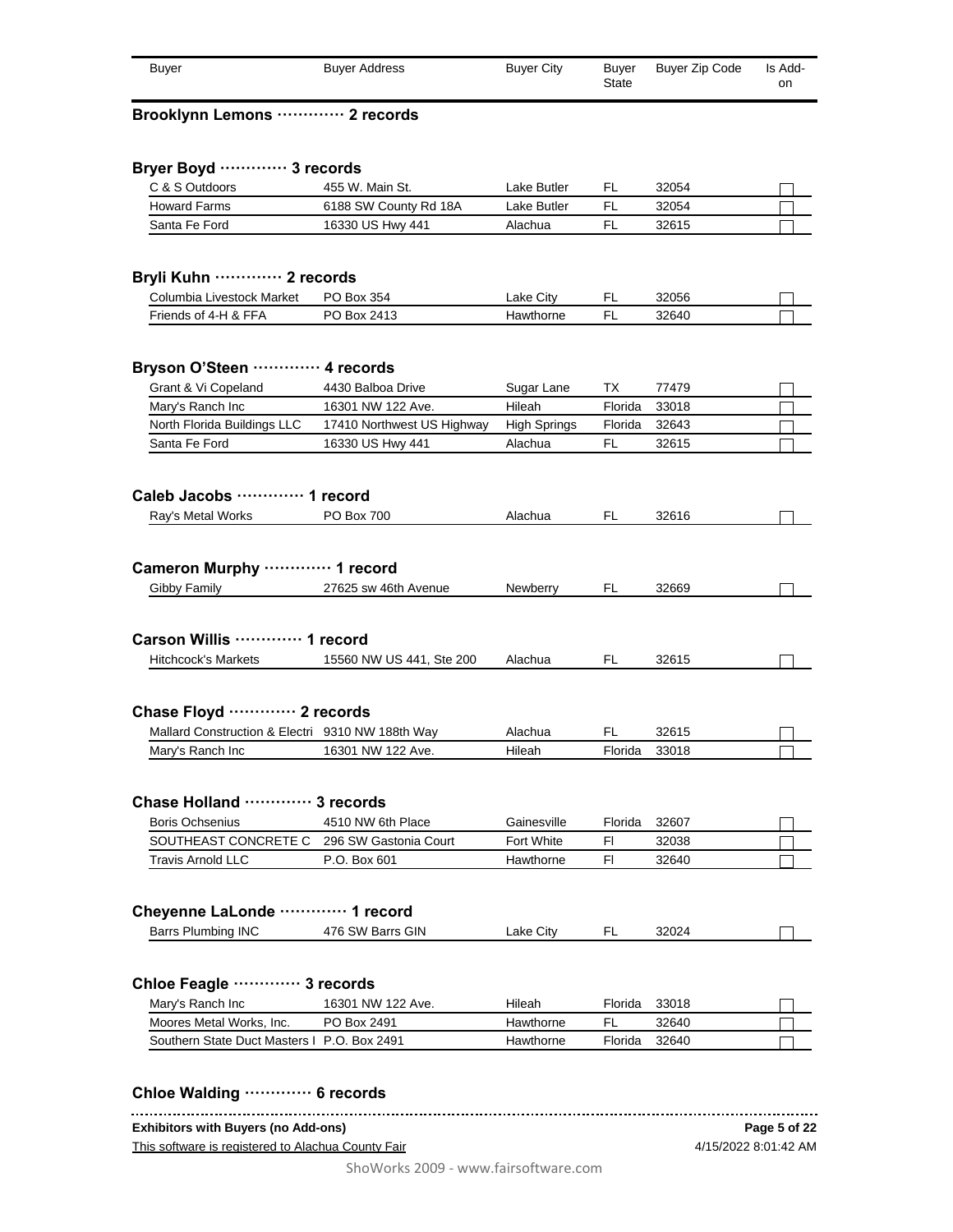| Buyer | Buyer Address | Buyer City | Buyer State | Buyer Zip Code | Is Add-on |
|---|---|---|---|---|---|

**Brooklynn Lemons ············· 2 records**

**Bryer Boyd ············· 3 records**

| Buyer | Buyer Address | Buyer City | Buyer State | Buyer Zip Code | Is Add-on |
|---|---|---|---|---|---|
| C & S Outdoors | 455 W. Main St. | Lake Butler | FL | 32054 | ☐ |
| Howard Farms | 6188 SW County Rd 18A | Lake Butler | FL | 32054 | ☐ |
| Santa Fe Ford | 16330 US Hwy 441 | Alachua | FL | 32615 | ☐ |

**Bryli Kuhn ············· 2 records**

| Buyer | Buyer Address | Buyer City | Buyer State | Buyer Zip Code | Is Add-on |
|---|---|---|---|---|---|
| Columbia Livestock Market | PO Box 354 | Lake City | FL | 32056 | ☐ |
| Friends of 4-H & FFA | PO Box 2413 | Hawthorne | FL | 32640 | ☐ |

**Bryson O'Steen ············· 4 records**

| Buyer | Buyer Address | Buyer City | Buyer State | Buyer Zip Code | Is Add-on |
|---|---|---|---|---|---|
| Grant & Vi Copeland | 4430 Balboa Drive | Sugar Lane | TX | 77479 | ☐ |
| Mary's Ranch Inc | 16301 NW 122 Ave. | Hileah | Florida | 33018 | ☐ |
| North Florida Buildings LLC | 17410 Northwest US Highway | High Springs | Florida | 32643 | ☐ |
| Santa Fe Ford | 16330 US Hwy 441 | Alachua | FL | 32615 | ☐ |

**Caleb Jacobs ············· 1 record**

| Buyer | Buyer Address | Buyer City | Buyer State | Buyer Zip Code | Is Add-on |
|---|---|---|---|---|---|
| Ray's Metal Works | PO Box 700 | Alachua | FL | 32616 | ☐ |

**Cameron Murphy ············· 1 record**

| Buyer | Buyer Address | Buyer City | Buyer State | Buyer Zip Code | Is Add-on |
|---|---|---|---|---|---|
| Gibby Family | 27625 sw 46th Avenue | Newberry | FL | 32669 | ☐ |

**Carson Willis ············· 1 record**

| Buyer | Buyer Address | Buyer City | Buyer State | Buyer Zip Code | Is Add-on |
|---|---|---|---|---|---|
| Hitchcock's Markets | 15560 NW US 441, Ste 200 | Alachua | FL | 32615 | ☐ |

**Chase Floyd ············· 2 records**

| Buyer | Buyer Address | Buyer City | Buyer State | Buyer Zip Code | Is Add-on |
|---|---|---|---|---|---|
| Mallard Construction & Electri | 9310 NW 188th Way | Alachua | FL | 32615 | ☐ |
| Mary's Ranch Inc | 16301 NW 122 Ave. | Hileah | Florida | 33018 | ☐ |

**Chase Holland ············· 3 records**

| Buyer | Buyer Address | Buyer City | Buyer State | Buyer Zip Code | Is Add-on |
|---|---|---|---|---|---|
| Boris Ochsenius | 4510 NW 6th Place | Gainesville | Florida | 32607 | ☐ |
| SOUTHEAST CONCRETE C | 296 SW Gastonia Court | Fort White | Fl | 32038 | ☐ |
| Travis Arnold LLC | P.O. Box 601 | Hawthorne | Fl | 32640 | ☐ |

**Cheyenne LaLonde ············· 1 record**

| Buyer | Buyer Address | Buyer City | Buyer State | Buyer Zip Code | Is Add-on |
|---|---|---|---|---|---|
| Barrs Plumbing INC | 476 SW Barrs GIN | Lake City | FL | 32024 | ☐ |

**Chloe Feagle ············· 3 records**

| Buyer | Buyer Address | Buyer City | Buyer State | Buyer Zip Code | Is Add-on |
|---|---|---|---|---|---|
| Mary's Ranch Inc | 16301 NW 122 Ave. | Hileah | Florida | 33018 | ☐ |
| Moores Metal Works, Inc. | PO Box 2491 | Hawthorne | FL | 32640 | ☐ |
| Southern State Duct Masters I | P.O. Box 2491 | Hawthorne | Florida | 32640 | ☐ |

**Chloe Walding ············· 6 records**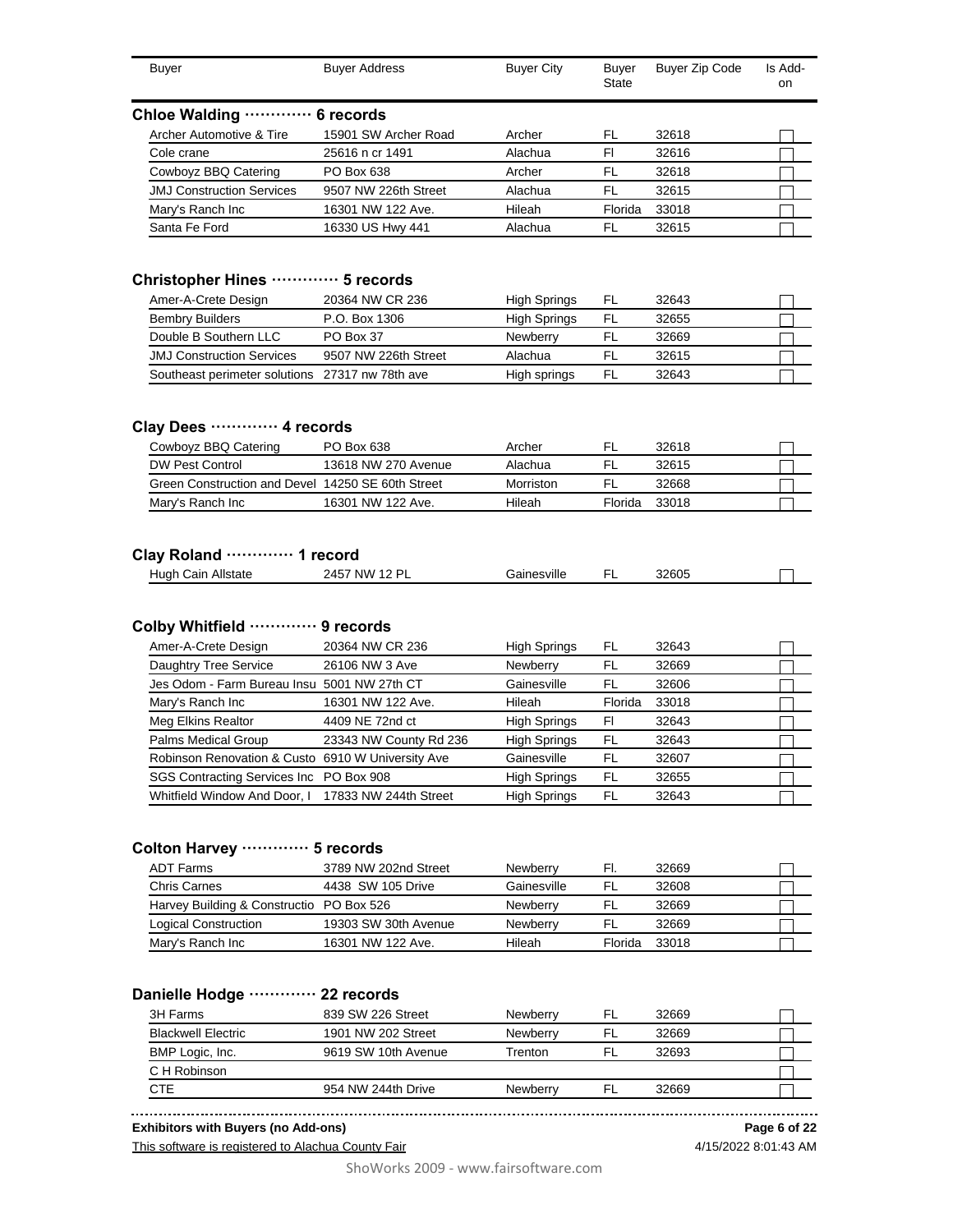| Buyer | Buyer Address | Buyer City | Buyer State | Buyer Zip Code | Is Add-on |
|---|---|---|---|---|---|

## Chloe Walding ············ 6 records

| Buyer | Buyer Address | Buyer City | Buyer State | Buyer Zip Code | Is Add-on |
|---|---|---|---|---|---|
| Archer Automotive & Tire | 15901 SW Archer Road | Archer | FL | 32618 | ☐ |
| Cole crane | 25616 n cr 1491 | Alachua | Fl | 32616 | ☐ |
| Cowboyz BBQ Catering | PO Box 638 | Archer | FL | 32618 | ☐ |
| JMJ Construction Services | 9507 NW 226th Street | Alachua | FL | 32615 | ☐ |
| Mary's Ranch Inc | 16301 NW 122 Ave. | Hileah | Florida | 33018 | ☐ |
| Santa Fe Ford | 16330 US Hwy 441 | Alachua | FL | 32615 | ☐ |

## Christopher Hines ············ 5 records

| Buyer | Buyer Address | Buyer City | Buyer State | Buyer Zip Code | Is Add-on |
|---|---|---|---|---|---|
| Amer-A-Crete Design | 20364 NW CR 236 | High Springs | FL | 32643 | ☐ |
| Bembry Builders | P.O. Box 1306 | High Springs | FL | 32655 | ☐ |
| Double B Southern LLC | PO Box 37 | Newberry | FL | 32669 | ☐ |
| JMJ Construction Services | 9507 NW 226th Street | Alachua | FL | 32615 | ☐ |
| Southeast perimeter solutions | 27317 nw 78th ave | High springs | FL | 32643 | ☐ |

## Clay Dees ············ 4 records

| Buyer | Buyer Address | Buyer City | Buyer State | Buyer Zip Code | Is Add-on |
|---|---|---|---|---|---|
| Cowboyz BBQ Catering | PO Box 638 | Archer | FL | 32618 | ☐ |
| DW Pest Control | 13618 NW 270 Avenue | Alachua | FL | 32615 | ☐ |
| Green Construction and Devel | 14250 SE 60th Street | Morriston | FL | 32668 | ☐ |
| Mary's Ranch Inc | 16301 NW 122 Ave. | Hileah | Florida | 33018 | ☐ |

## Clay Roland ············ 1 record

| Buyer | Buyer Address | Buyer City | Buyer State | Buyer Zip Code | Is Add-on |
|---|---|---|---|---|---|
| Hugh Cain Allstate | 2457 NW 12 PL | Gainesville | FL | 32605 | ☐ |

## Colby Whitfield ············ 9 records

| Buyer | Buyer Address | Buyer City | Buyer State | Buyer Zip Code | Is Add-on |
|---|---|---|---|---|---|
| Amer-A-Crete Design | 20364 NW CR 236 | High Springs | FL | 32643 | ☐ |
| Daughtry Tree Service | 26106 NW 3 Ave | Newberry | FL | 32669 | ☐ |
| Jes Odom - Farm Bureau Insu | 5001 NW 27th CT | Gainesville | FL | 32606 | ☐ |
| Mary's Ranch Inc | 16301 NW 122 Ave. | Hileah | Florida | 33018 | ☐ |
| Meg Elkins Realtor | 4409 NE 72nd ct | High Springs | Fl | 32643 | ☐ |
| Palms Medical Group | 23343 NW County Rd 236 | High Springs | FL | 32643 | ☐ |
| Robinson Renovation & Custo | 6910 W University Ave | Gainesville | FL | 32607 | ☐ |
| SGS Contracting Services Inc | PO Box 908 | High Springs | FL | 32655 | ☐ |
| Whitfield Window And Door, I | 17833 NW 244th Street | High Springs | FL | 32643 | ☐ |

## Colton Harvey ············ 5 records

| Buyer | Buyer Address | Buyer City | Buyer State | Buyer Zip Code | Is Add-on |
|---|---|---|---|---|---|
| ADT Farms | 3789 NW 202nd Street | Newberry | Fl. | 32669 | ☐ |
| Chris Carnes | 4438 SW 105 Drive | Gainesville | FL | 32608 | ☐ |
| Harvey Building & Constructio | PO Box 526 | Newberry | FL | 32669 | ☐ |
| Logical Construction | 19303 SW 30th Avenue | Newberry | FL | 32669 | ☐ |
| Mary's Ranch Inc | 16301 NW 122 Ave. | Hileah | Florida | 33018 | ☐ |

## Danielle Hodge ············ 22 records

| Buyer | Buyer Address | Buyer City | Buyer State | Buyer Zip Code | Is Add-on |
|---|---|---|---|---|---|
| 3H Farms | 839 SW 226 Street | Newberry | FL | 32669 | ☐ |
| Blackwell Electric | 1901 NW 202 Street | Newberry | FL | 32669 | ☐ |
| BMP Logic, Inc. | 9619 SW 10th Avenue | Trenton | FL | 32693 | ☐ |
| C H Robinson | | | | | ☐ |
| CTE | 954 NW 244th Drive | Newberry | FL | 32669 | ☐ |

**Exhibitors with Buyers (no Add-ons)**

This software is registered to Alachua County Fair — 4/15/2022 8:01:43 AM

ShoWorks 2009 - www.fairsoftware.com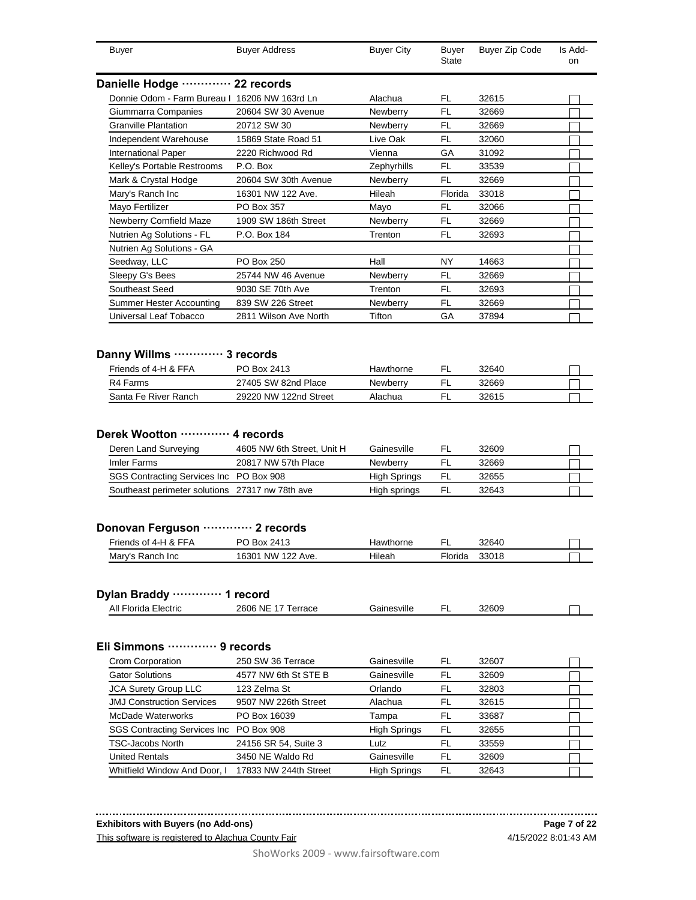| Buyer | Buyer Address | Buyer City | Buyer State | Buyer Zip Code | Is Add-on |
|---|---|---|---|---|---|

## Danielle Hodge ············· 22 records

| Buyer | Buyer Address | Buyer City | Buyer State | Buyer Zip Code | Is Add-on |
|---|---|---|---|---|---|
| Donnie Odom - Farm Bureau I | 16206 NW 163rd Ln | Alachua | FL | 32615 | ☐ |
| Giummarra Companies | 20604 SW 30 Avenue | Newberry | FL | 32669 | ☐ |
| Granville Plantation | 20712 SW 30 | Newberry | FL | 32669 | ☐ |
| Independent Warehouse | 15869 State Road 51 | Live Oak | FL | 32060 | ☐ |
| International Paper | 2220 Richwood Rd | Vienna | GA | 31092 | ☐ |
| Kelley's Portable Restrooms | P.O. Box | Zephyrhills | FL | 33539 | ☐ |
| Mark & Crystal Hodge | 20604 SW 30th Avenue | Newberry | FL | 32669 | ☐ |
| Mary's Ranch Inc | 16301 NW 122 Ave. | Hileah | Florida | 33018 | ☐ |
| Mayo Fertilizer | PO Box 357 | Mayo | FL | 32066 | ☐ |
| Newberry Cornfield Maze | 1909 SW 186th Street | Newberry | FL | 32669 | ☐ |
| Nutrien Ag Solutions - FL | P.O. Box 184 | Trenton | FL | 32693 | ☐ |
| Nutrien Ag Solutions - GA | | | | | ☐ |
| Seedway, LLC | PO Box 250 | Hall | NY | 14663 | ☐ |
| Sleepy G's Bees | 25744 NW 46 Avenue | Newberry | FL | 32669 | ☐ |
| Southeast Seed | 9030 SE 70th Ave | Trenton | FL | 32693 | ☐ |
| Summer Hester Accounting | 839 SW 226 Street | Newberry | FL | 32669 | ☐ |
| Universal Leaf Tobacco | 2811 Wilson Ave North | Tifton | GA | 37894 | ☐ |

## Danny Willms ············· 3 records

| Buyer | Buyer Address | Buyer City | Buyer State | Buyer Zip Code | Is Add-on |
|---|---|---|---|---|---|
| Friends of 4-H & FFA | PO Box 2413 | Hawthorne | FL | 32640 | ☐ |
| R4 Farms | 27405 SW 82nd Place | Newberry | FL | 32669 | ☐ |
| Santa Fe River Ranch | 29220 NW 122nd Street | Alachua | FL | 32615 | ☐ |

## Derek Wootton ············· 4 records

| Buyer | Buyer Address | Buyer City | Buyer State | Buyer Zip Code | Is Add-on |
|---|---|---|---|---|---|
| Deren Land Surveying | 4605 NW 6th Street, Unit H | Gainesville | FL | 32609 | ☐ |
| Imler Farms | 20817 NW 57th Place | Newberry | FL | 32669 | ☐ |
| SGS Contracting Services Inc | PO Box 908 | High Springs | FL | 32655 | ☐ |
| Southeast perimeter solutions | 27317 nw 78th ave | High springs | FL | 32643 | ☐ |

## Donovan Ferguson ············· 2 records

| Buyer | Buyer Address | Buyer City | Buyer State | Buyer Zip Code | Is Add-on |
|---|---|---|---|---|---|
| Friends of 4-H & FFA | PO Box 2413 | Hawthorne | FL | 32640 | ☐ |
| Mary's Ranch Inc | 16301 NW 122 Ave. | Hileah | Florida | 33018 | ☐ |

## Dylan Braddy ············· 1 record

| Buyer | Buyer Address | Buyer City | Buyer State | Buyer Zip Code | Is Add-on |
|---|---|---|---|---|---|
| All Florida Electric | 2606 NE 17 Terrace | Gainesville | FL | 32609 | ☐ |

## Eli Simmons ············· 9 records

| Buyer | Buyer Address | Buyer City | Buyer State | Buyer Zip Code | Is Add-on |
|---|---|---|---|---|---|
| Crom Corporation | 250 SW 36 Terrace | Gainesville | FL | 32607 | ☐ |
| Gator Solutions | 4577 NW 6th St STE B | Gainesville | FL | 32609 | ☐ |
| JCA Surety Group LLC | 123 Zelma St | Orlando | FL | 32803 | ☐ |
| JMJ Construction Services | 9507 NW 226th Street | Alachua | FL | 32615 | ☐ |
| McDade Waterworks | PO Box 16039 | Tampa | FL | 33687 | ☐ |
| SGS Contracting Services Inc | PO Box 908 | High Springs | FL | 32655 | ☐ |
| TSC-Jacobs North | 24156 SR 54, Suite 3 | Lutz | FL | 33559 | ☐ |
| United Rentals | 3450 NE Waldo Rd | Gainesville | FL | 32609 | ☐ |
| Whitfield Window And Door, I | 17833 NW 244th Street | High Springs | FL | 32643 | ☐ |

**Exhibitors with Buyers (no Add-ons)**

This software is registered to Alachua County Fair

4/15/2022 8:01:43 AM

ShoWorks 2009 - www.fairsoftware.com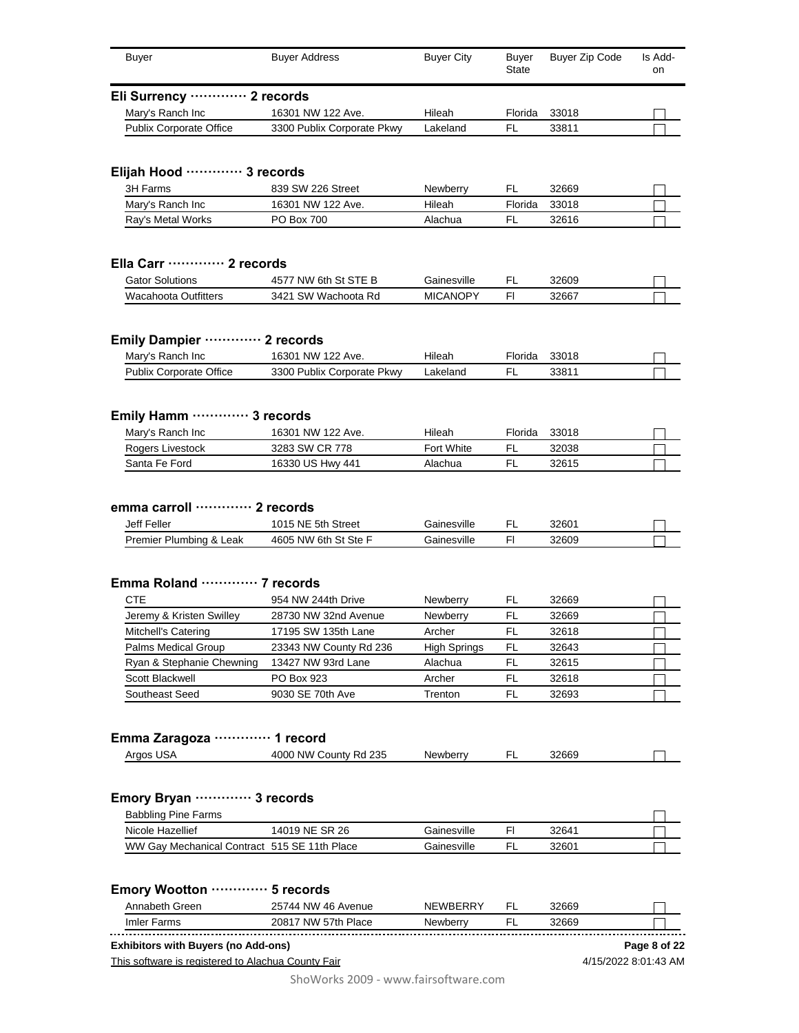| Buyer | Buyer Address | Buyer City | Buyer State | Buyer Zip Code | Is Add-on |
|---|---|---|---|---|---|

**Eli Surrency ············· 2 records**

| Buyer | Buyer Address | Buyer City | Buyer State | Buyer Zip Code | Is Add-on |
|---|---|---|---|---|---|
| Mary's Ranch Inc | 16301 NW 122 Ave. | Hileah | Florida | 33018 | ☐ |
| Publix Corporate Office | 3300 Publix Corporate Pkwy | Lakeland | FL | 33811 | ☐ |

**Elijah Hood ············· 3 records**

| Buyer | Buyer Address | Buyer City | Buyer State | Buyer Zip Code | Is Add-on |
|---|---|---|---|---|---|
| 3H Farms | 839 SW 226 Street | Newberry | FL | 32669 | ☐ |
| Mary's Ranch Inc | 16301 NW 122 Ave. | Hileah | Florida | 33018 | ☐ |
| Ray's Metal Works | PO Box 700 | Alachua | FL | 32616 | ☐ |

**Ella Carr ············· 2 records**

| Buyer | Buyer Address | Buyer City | Buyer State | Buyer Zip Code | Is Add-on |
|---|---|---|---|---|---|
| Gator Solutions | 4577 NW 6th St STE B | Gainesville | FL | 32609 | ☐ |
| Wacahoota Outfitters | 3421 SW Wachoota Rd | MICANOPY | Fl | 32667 | ☐ |

**Emily Dampier ············· 2 records**

| Buyer | Buyer Address | Buyer City | Buyer State | Buyer Zip Code | Is Add-on |
|---|---|---|---|---|---|
| Mary's Ranch Inc | 16301 NW 122 Ave. | Hileah | Florida | 33018 | ☐ |
| Publix Corporate Office | 3300 Publix Corporate Pkwy | Lakeland | FL | 33811 | ☐ |

**Emily Hamm ············· 3 records**

| Buyer | Buyer Address | Buyer City | Buyer State | Buyer Zip Code | Is Add-on |
|---|---|---|---|---|---|
| Mary's Ranch Inc | 16301 NW 122 Ave. | Hileah | Florida | 33018 | ☐ |
| Rogers Livestock | 3283 SW CR 778 | Fort White | FL | 32038 | ☐ |
| Santa Fe Ford | 16330 US Hwy 441 | Alachua | FL | 32615 | ☐ |

**emma carroll ············· 2 records**

| Buyer | Buyer Address | Buyer City | Buyer State | Buyer Zip Code | Is Add-on |
|---|---|---|---|---|---|
| Jeff Feller | 1015 NE 5th Street | Gainesville | FL | 32601 | ☐ |
| Premier Plumbing & Leak | 4605 NW 6th St Ste F | Gainesville | Fl | 32609 | ☐ |

**Emma Roland ············· 7 records**

| Buyer | Buyer Address | Buyer City | Buyer State | Buyer Zip Code | Is Add-on |
|---|---|---|---|---|---|
| CTE | 954 NW 244th Drive | Newberry | FL | 32669 | ☐ |
| Jeremy & Kristen Swilley | 28730 NW 32nd Avenue | Newberry | FL | 32669 | ☐ |
| Mitchell's Catering | 17195 SW 135th Lane | Archer | FL | 32618 | ☐ |
| Palms Medical Group | 23343 NW County Rd 236 | High Springs | FL | 32643 | ☐ |
| Ryan & Stephanie Chewning | 13427 NW 93rd Lane | Alachua | FL | 32615 | ☐ |
| Scott Blackwell | PO Box 923 | Archer | FL | 32618 | ☐ |
| Southeast Seed | 9030 SE 70th Ave | Trenton | FL | 32693 | ☐ |

**Emma Zaragoza ············· 1 record**

| Buyer | Buyer Address | Buyer City | Buyer State | Buyer Zip Code | Is Add-on |
|---|---|---|---|---|---|
| Argos USA | 4000 NW County Rd 235 | Newberry | FL | 32669 | ☐ |

**Emory Bryan ············· 3 records**

| Buyer | Buyer Address | Buyer City | Buyer State | Buyer Zip Code | Is Add-on |
|---|---|---|---|---|---|
| Babbling Pine Farms | | | | | ☐ |
| Nicole Hazellief | 14019 NE SR 26 | Gainesville | Fl | 32641 | ☐ |
| WW Gay Mechanical Contract | 515 SE 11th Place | Gainesville | FL | 32601 | ☐ |

**Emory Wootton ············· 5 records**

| Buyer | Buyer Address | Buyer City | Buyer State | Buyer Zip Code | Is Add-on |
|---|---|---|---|---|---|
| Annabeth Green | 25744 NW 46 Avenue | NEWBERRY | FL | 32669 | ☐ |
| Imler Farms | 20817 NW 57th Place | Newberry | FL | 32669 | ☐ |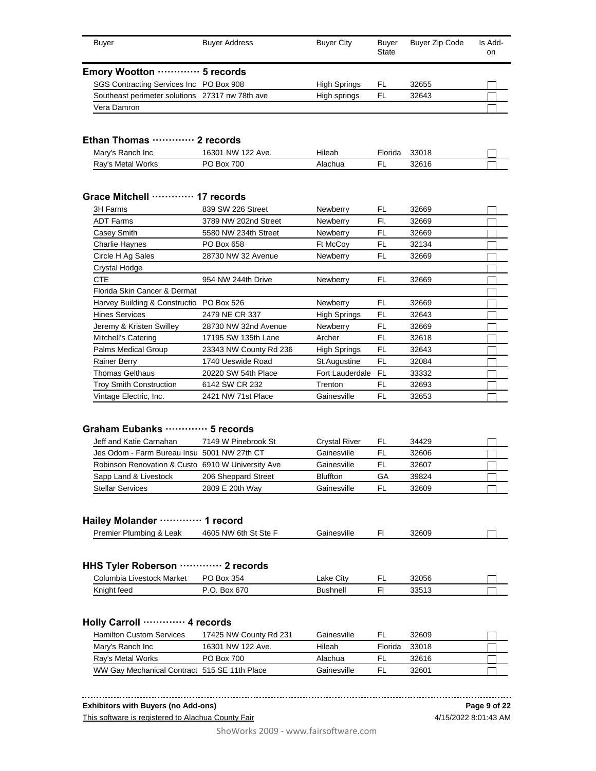| Buyer | Buyer Address | Buyer City | Buyer State | Buyer Zip Code | Is Add-on |
|---|---|---|---|---|---|

**Emory Wootton ············· 5 records**

| Buyer | Buyer Address | Buyer City | Buyer State | Buyer Zip Code | Is Add-on |
|---|---|---|---|---|---|
| SGS Contracting Services Inc | PO Box 908 | High Springs | FL | 32655 | ☐ |
| Southeast perimeter solutions | 27317 nw 78th ave | High springs | FL | 32643 | ☐ |
| Vera Damron | | | | | ☐ |

**Ethan Thomas ············· 2 records**

| Buyer | Buyer Address | Buyer City | Buyer State | Buyer Zip Code | Is Add-on |
|---|---|---|---|---|---|
| Mary's Ranch Inc | 16301 NW 122 Ave. | Hileah | Florida | 33018 | ☐ |
| Ray's Metal Works | PO Box 700 | Alachua | FL | 32616 | ☐ |

**Grace Mitchell ············· 17 records**

| Buyer | Buyer Address | Buyer City | Buyer State | Buyer Zip Code | Is Add-on |
|---|---|---|---|---|---|
| 3H Farms | 839 SW 226 Street | Newberry | FL | 32669 | ☐ |
| ADT Farms | 3789 NW 202nd Street | Newberry | Fl. | 32669 | ☐ |
| Casey Smith | 5580 NW 234th Street | Newberry | FL | 32669 | ☐ |
| Charlie Haynes | PO Box 658 | Ft McCoy | FL | 32134 | ☐ |
| Circle H Ag Sales | 28730 NW 32 Avenue | Newberry | FL | 32669 | ☐ |
| Crystal Hodge | | | | | ☐ |
| CTE | 954 NW 244th Drive | Newberry | FL | 32669 | ☐ |
| Florida Skin Cancer & Dermat | | | | | ☐ |
| Harvey Building & Constructio | PO Box 526 | Newberry | FL | 32669 | ☐ |
| Hines Services | 2479 NE CR 337 | High Springs | FL | 32643 | ☐ |
| Jeremy & Kristen Swilley | 28730 NW 32nd Avenue | Newberry | FL | 32669 | ☐ |
| Mitchell's Catering | 17195 SW 135th Lane | Archer | FL | 32618 | ☐ |
| Palms Medical Group | 23343 NW County Rd 236 | High Springs | FL | 32643 | ☐ |
| Rainer Berry | 1740 Ueswide Road | St.Augustine | FL | 32084 | ☐ |
| Thomas Gelthaus | 20220 SW 54th Place | Fort Lauderdale | FL | 33332 | ☐ |
| Troy Smith Construction | 6142 SW CR 232 | Trenton | FL | 32693 | ☐ |
| Vintage Electric, Inc. | 2421 NW 71st Place | Gainesville | FL | 32653 | ☐ |

**Graham Eubanks ············· 5 records**

| Buyer | Buyer Address | Buyer City | Buyer State | Buyer Zip Code | Is Add-on |
|---|---|---|---|---|---|
| Jeff and Katie Carnahan | 7149 W Pinebrook St | Crystal River | FL | 34429 | ☐ |
| Jes Odom - Farm Bureau Insu | 5001 NW 27th CT | Gainesville | FL | 32606 | ☐ |
| Robinson Renovation & Custo | 6910 W University Ave | Gainesville | FL | 32607 | ☐ |
| Sapp Land & Livestock | 206 Sheppard Street | Bluffton | GA | 39824 | ☐ |
| Stellar Services | 2809 E 20th Way | Gainesville | FL | 32609 | ☐ |

**Hailey Molander ············· 1 record**

| Buyer | Buyer Address | Buyer City | Buyer State | Buyer Zip Code | Is Add-on |
|---|---|---|---|---|---|
| Premier Plumbing & Leak | 4605 NW 6th St Ste F | Gainesville | Fl | 32609 | ☐ |

**HHS Tyler Roberson ············· 2 records**

| Buyer | Buyer Address | Buyer City | Buyer State | Buyer Zip Code | Is Add-on |
|---|---|---|---|---|---|
| Columbia Livestock Market | PO Box 354 | Lake City | FL | 32056 | ☐ |
| Knight feed | P.O. Box 670 | Bushnell | Fl | 33513 | ☐ |

**Holly Carroll ············· 4 records**

| Buyer | Buyer Address | Buyer City | Buyer State | Buyer Zip Code | Is Add-on |
|---|---|---|---|---|---|
| Hamilton Custom Services | 17425 NW County Rd 231 | Gainesville | FL | 32609 | ☐ |
| Mary's Ranch Inc | 16301 NW 122 Ave. | Hileah | Florida | 33018 | ☐ |
| Ray's Metal Works | PO Box 700 | Alachua | FL | 32616 | ☐ |
| WW Gay Mechanical Contract | 515 SE 11th Place | Gainesville | FL | 32601 | ☐ |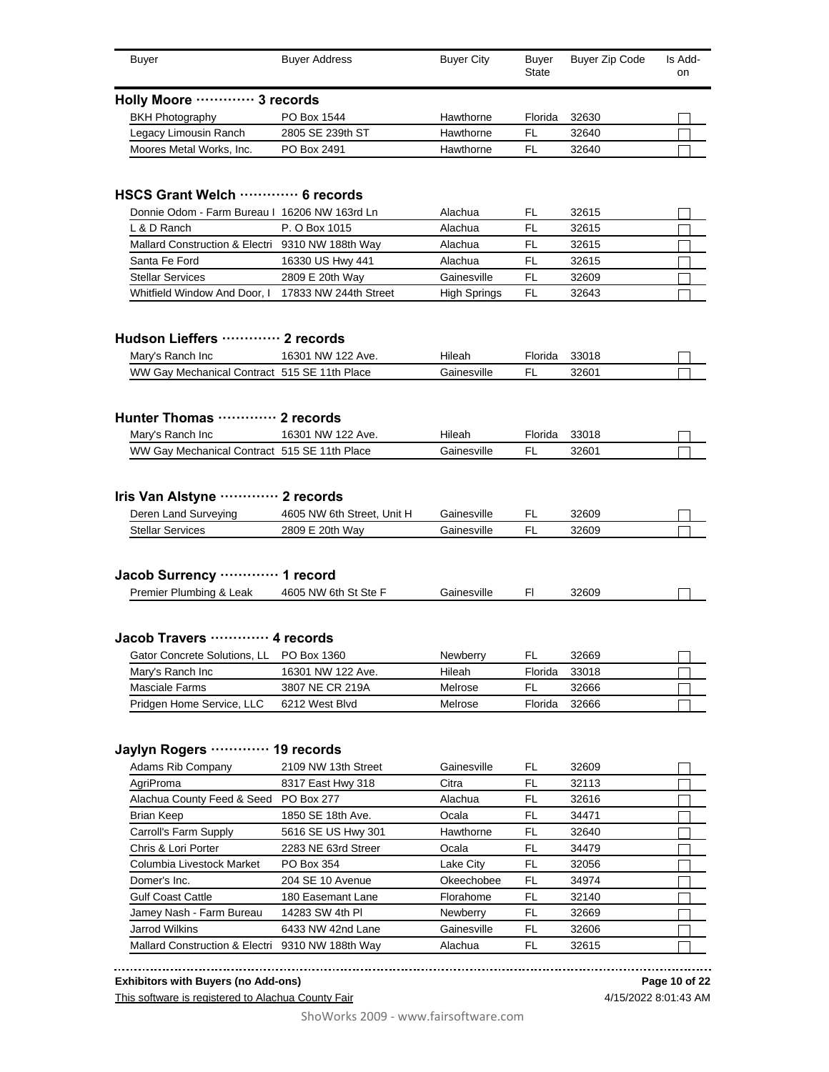| Buyer | Buyer Address | Buyer City | Buyer State | Buyer Zip Code | Is Add-on |
|---|---|---|---|---|---|

## Holly Moore ············· 3 records

| Buyer | Buyer Address | Buyer City | Buyer State | Buyer Zip Code | Is Add-on |
|---|---|---|---|---|---|
| BKH Photography | PO Box 1544 | Hawthorne | Florida | 32630 | ☐ |
| Legacy Limousin Ranch | 2805 SE 239th ST | Hawthorne | FL | 32640 | ☐ |
| Moores Metal Works, Inc. | PO Box 2491 | Hawthorne | FL | 32640 | ☐ |

## HSCS Grant Welch ············· 6 records

| Buyer | Buyer Address | Buyer City | Buyer State | Buyer Zip Code | Is Add-on |
|---|---|---|---|---|---|
| Donnie Odom - Farm Bureau I | 16206 NW 163rd Ln | Alachua | FL | 32615 | ☐ |
| L & D Ranch | P. O Box 1015 | Alachua | FL | 32615 | ☐ |
| Mallard Construction & Electri | 9310 NW 188th Way | Alachua | FL | 32615 | ☐ |
| Santa Fe Ford | 16330 US Hwy 441 | Alachua | FL | 32615 | ☐ |
| Stellar Services | 2809 E 20th Way | Gainesville | FL | 32609 | ☐ |
| Whitfield Window And Door, I | 17833 NW 244th Street | High Springs | FL | 32643 | ☐ |

## Hudson Lieffers ············· 2 records

| Buyer | Buyer Address | Buyer City | Buyer State | Buyer Zip Code | Is Add-on |
|---|---|---|---|---|---|
| Mary's Ranch Inc | 16301 NW 122 Ave. | Hileah | Florida | 33018 | ☐ |
| WW Gay Mechanical Contract | 515 SE 11th Place | Gainesville | FL | 32601 | ☐ |

## Hunter Thomas ············· 2 records

| Buyer | Buyer Address | Buyer City | Buyer State | Buyer Zip Code | Is Add-on |
|---|---|---|---|---|---|
| Mary's Ranch Inc | 16301 NW 122 Ave. | Hileah | Florida | 33018 | ☐ |
| WW Gay Mechanical Contract | 515 SE 11th Place | Gainesville | FL | 32601 | ☐ |

## Iris Van Alstyne ············· 2 records

| Buyer | Buyer Address | Buyer City | Buyer State | Buyer Zip Code | Is Add-on |
|---|---|---|---|---|---|
| Deren Land Surveying | 4605 NW 6th Street, Unit H | Gainesville | FL | 32609 | ☐ |
| Stellar Services | 2809 E 20th Way | Gainesville | FL | 32609 | ☐ |

## Jacob Surrency ············· 1 record

| Buyer | Buyer Address | Buyer City | Buyer State | Buyer Zip Code | Is Add-on |
|---|---|---|---|---|---|
| Premier Plumbing & Leak | 4605 NW 6th St Ste F | Gainesville | Fl | 32609 | ☐ |

## Jacob Travers ············· 4 records

| Buyer | Buyer Address | Buyer City | Buyer State | Buyer Zip Code | Is Add-on |
|---|---|---|---|---|---|
| Gator Concrete Solutions, LL | PO Box 1360 | Newberry | FL | 32669 | ☐ |
| Mary's Ranch Inc | 16301 NW 122 Ave. | Hileah | Florida | 33018 | ☐ |
| Masciale Farms | 3807 NE CR 219A | Melrose | FL | 32666 | ☐ |
| Pridgen Home Service, LLC | 6212 West Blvd | Melrose | Florida | 32666 | ☐ |

## Jaylyn Rogers ············· 19 records

| Buyer | Buyer Address | Buyer City | Buyer State | Buyer Zip Code | Is Add-on |
|---|---|---|---|---|---|
| Adams Rib Company | 2109 NW 13th Street | Gainesville | FL | 32609 | ☐ |
| AgriProma | 8317 East Hwy 318 | Citra | FL | 32113 | ☐ |
| Alachua County Feed & Seed | PO Box 277 | Alachua | FL | 32616 | ☐ |
| Brian Keep | 1850 SE 18th Ave. | Ocala | FL | 34471 | ☐ |
| Carroll's Farm Supply | 5616 SE US Hwy 301 | Hawthorne | FL | 32640 | ☐ |
| Chris & Lori Porter | 2283 NE 63rd Streer | Ocala | FL | 34479 | ☐ |
| Columbia Livestock Market | PO Box 354 | Lake City | FL | 32056 | ☐ |
| Domer's Inc. | 204 SE 10 Avenue | Okeechobee | FL | 34974 | ☐ |
| Gulf Coast Cattle | 180 Easemant Lane | Florahome | FL | 32140 | ☐ |
| Jamey Nash - Farm Bureau | 14283 SW 4th Pl | Newberry | FL | 32669 | ☐ |
| Jarrod Wilkins | 6433 NW 42nd Lane | Gainesville | FL | 32606 | ☐ |
| Mallard Construction & Electri | 9310 NW 188th Way | Alachua | FL | 32615 | ☐ |

**Exhibitors with Buyers (no Add-ons)**

This software is registered to Alachua County Fair

4/15/2022 8:01:43 AM

ShoWorks 2009 - www.fairsoftware.com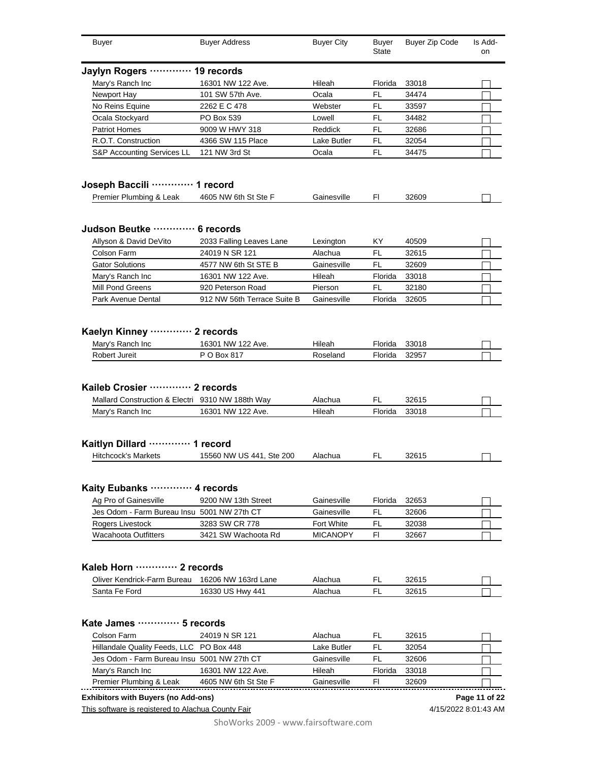| Buyer | Buyer Address | Buyer City | Buyer State | Buyer Zip Code | Is Add-on |
|---|---|---|---|---|---|

## Jaylyn Rogers ············ 19 records

| Buyer | Buyer Address | Buyer City | Buyer State | Buyer Zip Code | Is Add-on |
|---|---|---|---|---|---|
| Mary's Ranch Inc | 16301 NW 122 Ave. | Hileah | Florida | 33018 | ☐ |
| Newport Hay | 101 SW 57th Ave. | Ocala | FL | 34474 | ☐ |
| No Reins Equine | 2262 E C 478 | Webster | FL | 33597 | ☐ |
| Ocala Stockyard | PO Box 539 | Lowell | FL | 34482 | ☐ |
| Patriot Homes | 9009 W HWY 318 | Reddick | FL | 32686 | ☐ |
| R.O.T. Construction | 4366 SW 115 Place | Lake Butler | FL | 32054 | ☐ |
| S&P Accounting Services LL | 121 NW 3rd St | Ocala | FL | 34475 | ☐ |

## Joseph Baccili ············ 1 record

| Buyer | Buyer Address | Buyer City | Buyer State | Buyer Zip Code | Is Add-on |
|---|---|---|---|---|---|
| Premier Plumbing & Leak | 4605 NW 6th St Ste F | Gainesville | Fl | 32609 | ☐ |

## Judson Beutke ············ 6 records

| Buyer | Buyer Address | Buyer City | Buyer State | Buyer Zip Code | Is Add-on |
|---|---|---|---|---|---|
| Allyson & David DeVito | 2033 Falling Leaves Lane | Lexington | KY | 40509 | ☐ |
| Colson Farm | 24019 N SR 121 | Alachua | FL | 32615 | ☐ |
| Gator Solutions | 4577 NW 6th St STE B | Gainesville | FL | 32609 | ☐ |
| Mary's Ranch Inc | 16301 NW 122 Ave. | Hileah | Florida | 33018 | ☐ |
| Mill Pond Greens | 920 Peterson Road | Pierson | FL | 32180 | ☐ |
| Park Avenue Dental | 912 NW 56th Terrace Suite B | Gainesville | Florida | 32605 | ☐ |

## Kaelyn Kinney ············ 2 records

| Buyer | Buyer Address | Buyer City | Buyer State | Buyer Zip Code | Is Add-on |
|---|---|---|---|---|---|
| Mary's Ranch Inc | 16301 NW 122 Ave. | Hileah | Florida | 33018 | ☐ |
| Robert Jureit | P O Box 817 | Roseland | Florida | 32957 | ☐ |

## Kaileb Crosier ············ 2 records

| Buyer | Buyer Address | Buyer City | Buyer State | Buyer Zip Code | Is Add-on |
|---|---|---|---|---|---|
| Mallard Construction & Electri | 9310 NW 188th Way | Alachua | FL | 32615 | ☐ |
| Mary's Ranch Inc | 16301 NW 122 Ave. | Hileah | Florida | 33018 | ☐ |

## Kaitlyn Dillard ············ 1 record

| Buyer | Buyer Address | Buyer City | Buyer State | Buyer Zip Code | Is Add-on |
|---|---|---|---|---|---|
| Hitchcock's Markets | 15560 NW US 441, Ste 200 | Alachua | FL | 32615 | ☐ |

## Kaity Eubanks ············ 4 records

| Buyer | Buyer Address | Buyer City | Buyer State | Buyer Zip Code | Is Add-on |
|---|---|---|---|---|---|
| Ag Pro of Gainesville | 9200 NW 13th Street | Gainesville | Florida | 32653 | ☐ |
| Jes Odom - Farm Bureau Insu | 5001 NW 27th CT | Gainesville | FL | 32606 | ☐ |
| Rogers Livestock | 3283 SW CR 778 | Fort White | FL | 32038 | ☐ |
| Wacahoota Outfitters | 3421 SW Wachoota Rd | MICANOPY | Fl | 32667 | ☐ |

## Kaleb Horn ············ 2 records

| Buyer | Buyer Address | Buyer City | Buyer State | Buyer Zip Code | Is Add-on |
|---|---|---|---|---|---|
| Oliver Kendrick-Farm Bureau | 16206 NW 163rd Lane | Alachua | FL | 32615 | ☐ |
| Santa Fe Ford | 16330 US Hwy 441 | Alachua | FL | 32615 | ☐ |

## Kate James ············ 5 records

| Buyer | Buyer Address | Buyer City | Buyer State | Buyer Zip Code | Is Add-on |
|---|---|---|---|---|---|
| Colson Farm | 24019 N SR 121 | Alachua | FL | 32615 | ☐ |
| Hillandale Quality Feeds, LLC | PO Box 448 | Lake Butler | FL | 32054 | ☐ |
| Jes Odom - Farm Bureau Insu | 5001 NW 27th CT | Gainesville | FL | 32606 | ☐ |
| Mary's Ranch Inc | 16301 NW 122 Ave. | Hileah | Florida | 33018 | ☐ |
| Premier Plumbing & Leak | 4605 NW 6th St Ste F | Gainesville | Fl | 32609 | ☐ |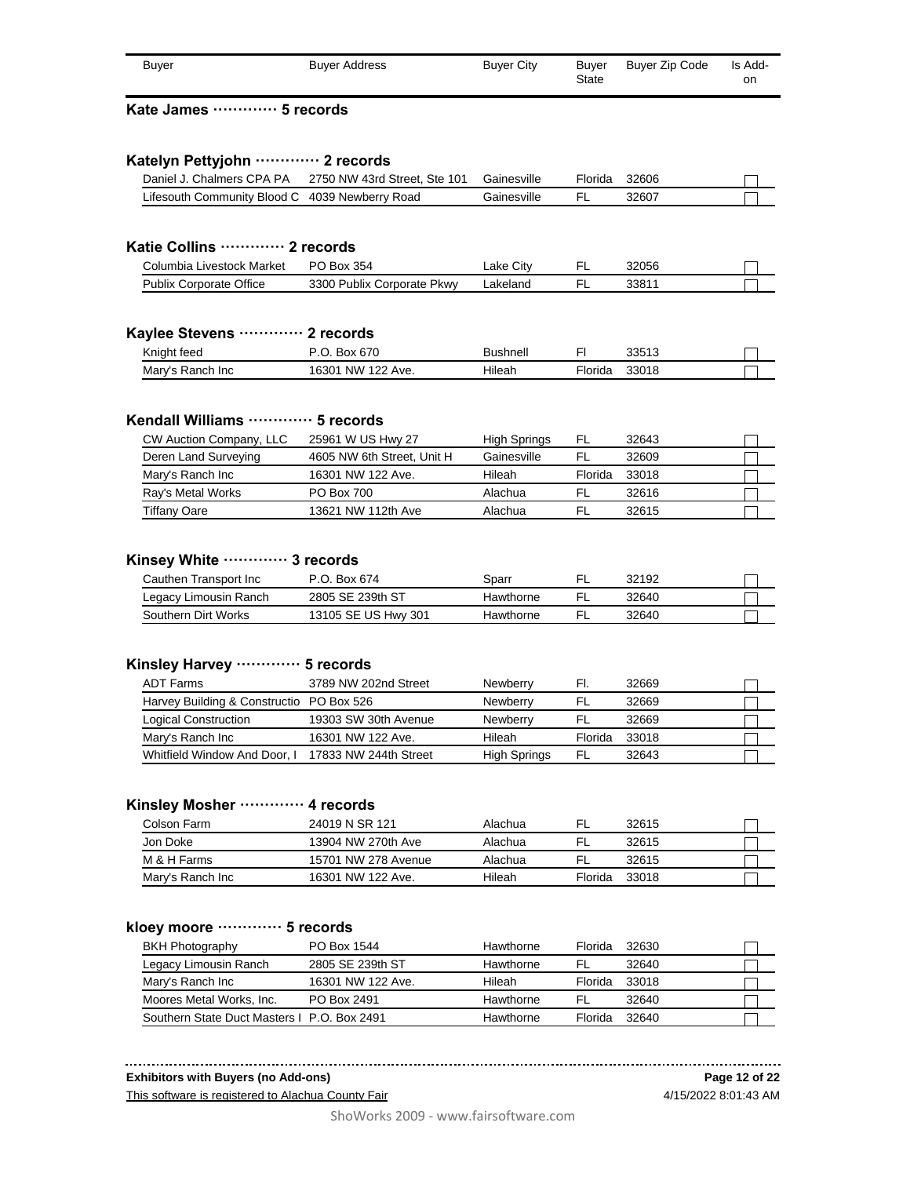| Buyer | Buyer Address | Buyer City | Buyer State | Buyer Zip Code | Is Add-on |
|---|---|---|---|---|---|

**Kate James ············· 5 records**

**Katelyn Pettyjohn ············· 2 records**

| Buyer | Buyer Address | Buyer City | Buyer State | Buyer Zip Code | Is Add-on |
|---|---|---|---|---|---|
| Daniel J. Chalmers CPA PA | 2750 NW 43rd Street, Ste 101 | Gainesville | Florida | 32606 | ☐ |
| Lifesouth Community Blood C | 4039 Newberry Road | Gainesville | FL | 32607 | ☐ |

**Katie Collins ············· 2 records**

| Buyer | Buyer Address | Buyer City | Buyer State | Buyer Zip Code | Is Add-on |
|---|---|---|---|---|---|
| Columbia Livestock Market | PO Box 354 | Lake City | FL | 32056 | ☐ |
| Publix Corporate Office | 3300 Publix Corporate Pkwy | Lakeland | FL | 33811 | ☐ |

**Kaylee Stevens ············· 2 records**

| Buyer | Buyer Address | Buyer City | Buyer State | Buyer Zip Code | Is Add-on |
|---|---|---|---|---|---|
| Knight feed | P.O. Box 670 | Bushnell | Fl | 33513 | ☐ |
| Mary's Ranch Inc | 16301 NW 122 Ave. | Hileah | Florida | 33018 | ☐ |

**Kendall Williams ············· 5 records**

| Buyer | Buyer Address | Buyer City | Buyer State | Buyer Zip Code | Is Add-on |
|---|---|---|---|---|---|
| CW Auction Company, LLC | 25961 W US Hwy 27 | High Springs | FL | 32643 | ☐ |
| Deren Land Surveying | 4605 NW 6th Street, Unit H | Gainesville | FL | 32609 | ☐ |
| Mary's Ranch Inc | 16301 NW 122 Ave. | Hileah | Florida | 33018 | ☐ |
| Ray's Metal Works | PO Box 700 | Alachua | FL | 32616 | ☐ |
| Tiffany Oare | 13621 NW 112th Ave | Alachua | FL | 32615 | ☐ |

**Kinsey White ············· 3 records**

| Buyer | Buyer Address | Buyer City | Buyer State | Buyer Zip Code | Is Add-on |
|---|---|---|---|---|---|
| Cauthen Transport Inc | P.O. Box 674 | Sparr | FL | 32192 | ☐ |
| Legacy Limousin Ranch | 2805 SE 239th ST | Hawthorne | FL | 32640 | ☐ |
| Southern Dirt Works | 13105 SE US Hwy 301 | Hawthorne | FL | 32640 | ☐ |

**Kinsley Harvey ············· 5 records**

| Buyer | Buyer Address | Buyer City | Buyer State | Buyer Zip Code | Is Add-on |
|---|---|---|---|---|---|
| ADT Farms | 3789 NW 202nd Street | Newberry | Fl. | 32669 | ☐ |
| Harvey Building & Constructio | PO Box 526 | Newberry | FL | 32669 | ☐ |
| Logical Construction | 19303 SW 30th Avenue | Newberry | FL | 32669 | ☐ |
| Mary's Ranch Inc | 16301 NW 122 Ave. | Hileah | Florida | 33018 | ☐ |
| Whitfield Window And Door, I | 17833 NW 244th Street | High Springs | FL | 32643 | ☐ |

**Kinsley Mosher ············· 4 records**

| Buyer | Buyer Address | Buyer City | Buyer State | Buyer Zip Code | Is Add-on |
|---|---|---|---|---|---|
| Colson Farm | 24019 N SR 121 | Alachua | FL | 32615 | ☐ |
| Jon Doke | 13904 NW 270th Ave | Alachua | FL | 32615 | ☐ |
| M & H Farms | 15701 NW 278 Avenue | Alachua | FL | 32615 | ☐ |
| Mary's Ranch Inc | 16301 NW 122 Ave. | Hileah | Florida | 33018 | ☐ |

**kloey moore ············· 5 records**

| Buyer | Buyer Address | Buyer City | Buyer State | Buyer Zip Code | Is Add-on |
|---|---|---|---|---|---|
| BKH Photography | PO Box 1544 | Hawthorne | Florida | 32630 | ☐ |
| Legacy Limousin Ranch | 2805 SE 239th ST | Hawthorne | FL | 32640 | ☐ |
| Mary's Ranch Inc | 16301 NW 122 Ave. | Hileah | Florida | 33018 | ☐ |
| Moores Metal Works, Inc. | PO Box 2491 | Hawthorne | FL | 32640 | ☐ |
| Southern State Duct Masters I | P.O. Box 2491 | Hawthorne | Florida | 32640 | ☐ |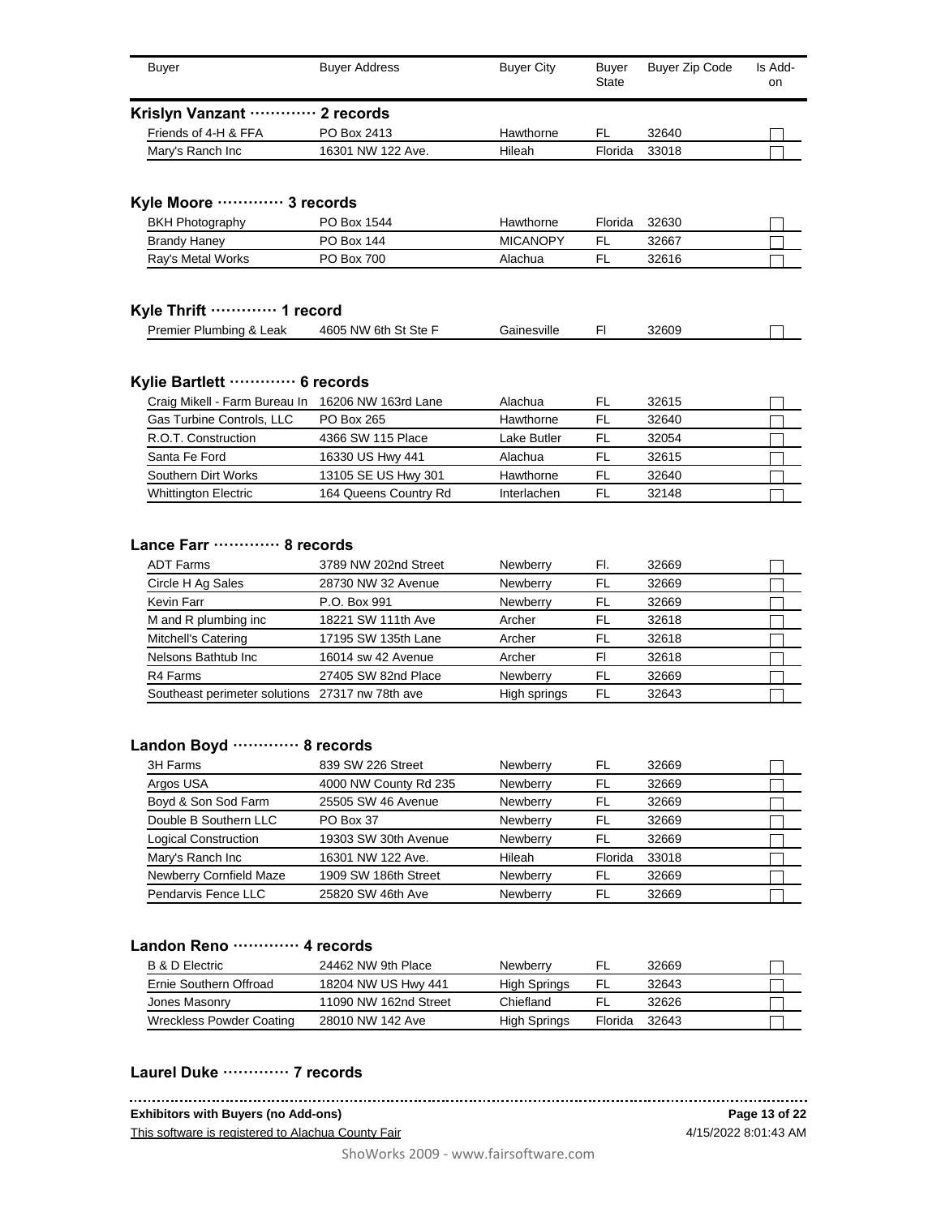| Buyer | Buyer Address | Buyer City | Buyer State | Buyer Zip Code | Is Add-on |
|---|---|---|---|---|---|

**Krislyn Vanzant ············· 2 records**

| Buyer | Buyer Address | Buyer City | Buyer State | Buyer Zip Code | Is Add-on |
|---|---|---|---|---|---|
| Friends of 4-H & FFA | PO Box 2413 | Hawthorne | FL | 32640 | ☐ |
| Mary's Ranch Inc | 16301 NW 122 Ave. | Hileah | Florida | 33018 | ☐ |

**Kyle Moore ············· 3 records**

| Buyer | Buyer Address | Buyer City | Buyer State | Buyer Zip Code | Is Add-on |
|---|---|---|---|---|---|
| BKH Photography | PO Box 1544 | Hawthorne | Florida | 32630 | ☐ |
| Brandy Haney | PO Box 144 | MICANOPY | FL | 32667 | ☐ |
| Ray's Metal Works | PO Box 700 | Alachua | FL | 32616 | ☐ |

**Kyle Thrift ············· 1 record**

| Buyer | Buyer Address | Buyer City | Buyer State | Buyer Zip Code | Is Add-on |
|---|---|---|---|---|---|
| Premier Plumbing & Leak | 4605 NW 6th St Ste F | Gainesville | Fl | 32609 | ☐ |

**Kylie Bartlett ············· 6 records**

| Buyer | Buyer Address | Buyer City | Buyer State | Buyer Zip Code | Is Add-on |
|---|---|---|---|---|---|
| Craig Mikell - Farm Bureau In | 16206 NW 163rd Lane | Alachua | FL | 32615 | ☐ |
| Gas Turbine Controls, LLC | PO Box 265 | Hawthorne | FL | 32640 | ☐ |
| R.O.T. Construction | 4366 SW 115 Place | Lake Butler | FL | 32054 | ☐ |
| Santa Fe Ford | 16330 US Hwy 441 | Alachua | FL | 32615 | ☐ |
| Southern Dirt Works | 13105 SE US Hwy 301 | Hawthorne | FL | 32640 | ☐ |
| Whittington Electric | 164 Queens Country Rd | Interlachen | FL | 32148 | ☐ |

**Lance Farr ············· 8 records**

| Buyer | Buyer Address | Buyer City | Buyer State | Buyer Zip Code | Is Add-on |
|---|---|---|---|---|---|
| ADT Farms | 3789 NW 202nd Street | Newberry | Fl. | 32669 | ☐ |
| Circle H Ag Sales | 28730 NW 32 Avenue | Newberry | FL | 32669 | ☐ |
| Kevin Farr | P.O. Box 991 | Newberry | FL | 32669 | ☐ |
| M and R plumbing inc | 18221 SW 111th Ave | Archer | FL | 32618 | ☐ |
| Mitchell's Catering | 17195 SW 135th Lane | Archer | FL | 32618 | ☐ |
| Nelsons Bathtub Inc | 16014 sw 42 Avenue | Archer | Fl | 32618 | ☐ |
| R4 Farms | 27405 SW 82nd Place | Newberry | FL | 32669 | ☐ |
| Southeast perimeter solutions | 27317 nw 78th ave | High springs | FL | 32643 | ☐ |

**Landon Boyd ············· 8 records**

| Buyer | Buyer Address | Buyer City | Buyer State | Buyer Zip Code | Is Add-on |
|---|---|---|---|---|---|
| 3H Farms | 839 SW 226 Street | Newberry | FL | 32669 | ☐ |
| Argos USA | 4000 NW County Rd 235 | Newberry | FL | 32669 | ☐ |
| Boyd & Son Sod Farm | 25505 SW 46 Avenue | Newberry | FL | 32669 | ☐ |
| Double B Southern LLC | PO Box 37 | Newberry | FL | 32669 | ☐ |
| Logical Construction | 19303 SW 30th Avenue | Newberry | FL | 32669 | ☐ |
| Mary's Ranch Inc | 16301 NW 122 Ave. | Hileah | Florida | 33018 | ☐ |
| Newberry Cornfield Maze | 1909 SW 186th Street | Newberry | FL | 32669 | ☐ |
| Pendarvis Fence LLC | 25820 SW 46th Ave | Newberry | FL | 32669 | ☐ |

**Landon Reno ············· 4 records**

| Buyer | Buyer Address | Buyer City | Buyer State | Buyer Zip Code | Is Add-on |
|---|---|---|---|---|---|
| B & D Electric | 24462 NW 9th Place | Newberry | FL | 32669 | ☐ |
| Ernie Southern Offroad | 18204 NW US Hwy 441 | High Springs | FL | 32643 | ☐ |
| Jones Masonry | 11090 NW 162nd Street | Chiefland | FL | 32626 | ☐ |
| Wreckless Powder Coating | 28010 NW 142 Ave | High Springs | Florida | 32643 | ☐ |

**Laurel Duke ············· 7 records**

Exhibitors with Buyers (no Add-ons)

This software is registered to Alachua County Fair

4/15/2022 8:01:43 AM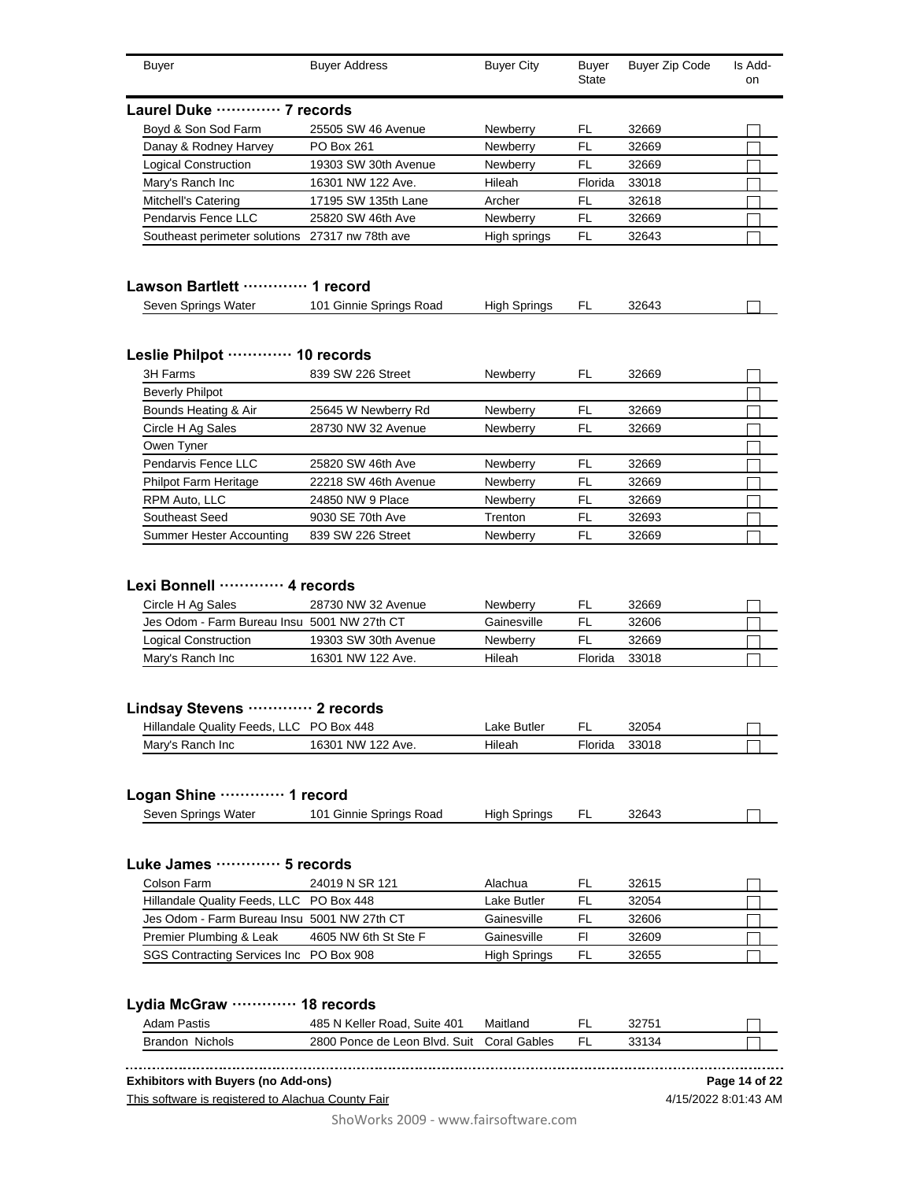| Buyer | Buyer Address | Buyer City | Buyer State | Buyer Zip Code | Is Add-on |
|---|---|---|---|---|---|

## Laurel Duke ············· 7 records

| Buyer | Buyer Address | Buyer City | Buyer State | Buyer Zip Code | Is Add-on |
|---|---|---|---|---|---|
| Boyd & Son Sod Farm | 25505 SW 46 Avenue | Newberry | FL | 32669 | ☐ |
| Danay & Rodney Harvey | PO Box 261 | Newberry | FL | 32669 | ☐ |
| Logical Construction | 19303 SW 30th Avenue | Newberry | FL | 32669 | ☐ |
| Mary's Ranch Inc | 16301 NW 122 Ave. | Hileah | Florida | 33018 | ☐ |
| Mitchell's Catering | 17195 SW 135th Lane | Archer | FL | 32618 | ☐ |
| Pendarvis Fence LLC | 25820 SW 46th Ave | Newberry | FL | 32669 | ☐ |
| Southeast perimeter solutions | 27317 nw 78th ave | High springs | FL | 32643 | ☐ |

## Lawson Bartlett ············· 1 record

| Buyer | Buyer Address | Buyer City | Buyer State | Buyer Zip Code | Is Add-on |
|---|---|---|---|---|---|
| Seven Springs Water | 101 Ginnie Springs Road | High Springs | FL | 32643 | ☐ |

## Leslie Philpot ············· 10 records

| Buyer | Buyer Address | Buyer City | Buyer State | Buyer Zip Code | Is Add-on |
|---|---|---|---|---|---|
| 3H Farms | 839 SW 226 Street | Newberry | FL | 32669 | ☐ |
| Beverly Philpot | | | | | ☐ |
| Bounds Heating & Air | 25645 W Newberry Rd | Newberry | FL | 32669 | ☐ |
| Circle H Ag Sales | 28730 NW 32 Avenue | Newberry | FL | 32669 | ☐ |
| Owen Tyner | | | | | ☐ |
| Pendarvis Fence LLC | 25820 SW 46th Ave | Newberry | FL | 32669 | ☐ |
| Philpot Farm Heritage | 22218 SW 46th Avenue | Newberry | FL | 32669 | ☐ |
| RPM Auto, LLC | 24850 NW 9 Place | Newberry | FL | 32669 | ☐ |
| Southeast Seed | 9030 SE 70th Ave | Trenton | FL | 32693 | ☐ |
| Summer Hester Accounting | 839 SW 226 Street | Newberry | FL | 32669 | ☐ |

## Lexi Bonnell ············· 4 records

| Buyer | Buyer Address | Buyer City | Buyer State | Buyer Zip Code | Is Add-on |
|---|---|---|---|---|---|
| Circle H Ag Sales | 28730 NW 32 Avenue | Newberry | FL | 32669 | ☐ |
| Jes Odom - Farm Bureau Insu | 5001 NW 27th CT | Gainesville | FL | 32606 | ☐ |
| Logical Construction | 19303 SW 30th Avenue | Newberry | FL | 32669 | ☐ |
| Mary's Ranch Inc | 16301 NW 122 Ave. | Hileah | Florida | 33018 | ☐ |

## Lindsay Stevens ············· 2 records

| Buyer | Buyer Address | Buyer City | Buyer State | Buyer Zip Code | Is Add-on |
|---|---|---|---|---|---|
| Hillandale Quality Feeds, LLC | PO Box 448 | Lake Butler | FL | 32054 | ☐ |
| Mary's Ranch Inc | 16301 NW 122 Ave. | Hileah | Florida | 33018 | ☐ |

## Logan Shine ············· 1 record

| Buyer | Buyer Address | Buyer City | Buyer State | Buyer Zip Code | Is Add-on |
|---|---|---|---|---|---|
| Seven Springs Water | 101 Ginnie Springs Road | High Springs | FL | 32643 | ☐ |

## Luke James ············· 5 records

| Buyer | Buyer Address | Buyer City | Buyer State | Buyer Zip Code | Is Add-on |
|---|---|---|---|---|---|
| Colson Farm | 24019 N SR 121 | Alachua | FL | 32615 | ☐ |
| Hillandale Quality Feeds, LLC | PO Box 448 | Lake Butler | FL | 32054 | ☐ |
| Jes Odom - Farm Bureau Insu | 5001 NW 27th CT | Gainesville | FL | 32606 | ☐ |
| Premier Plumbing & Leak | 4605 NW 6th St Ste F | Gainesville | Fl | 32609 | ☐ |
| SGS Contracting Services Inc | PO Box 908 | High Springs | FL | 32655 | ☐ |

## Lydia McGraw ············· 18 records

| Buyer | Buyer Address | Buyer City | Buyer State | Buyer Zip Code | Is Add-on |
|---|---|---|---|---|---|
| Adam Pastis | 485 N Keller Road, Suite 401 | Maitland | FL | 32751 | ☐ |
| Brandon Nichols | 2800 Ponce de Leon Blvd. Suit | Coral Gables | FL | 33134 | ☐ |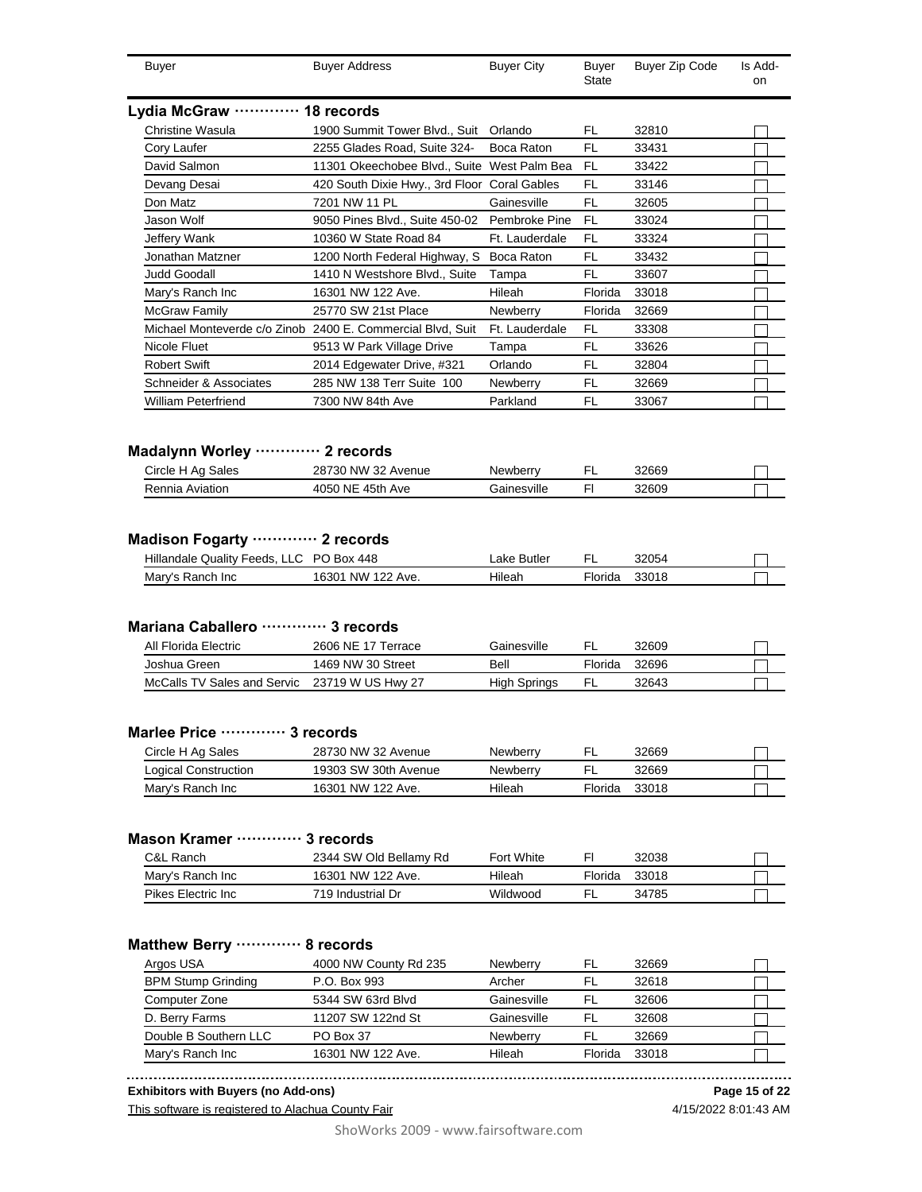| Buyer | Buyer Address | Buyer City | Buyer State | Buyer Zip Code | Is Add-on |
|---|---|---|---|---|---|

## Lydia McGraw ············ 18 records

| Buyer | Buyer Address | Buyer City | Buyer State | Buyer Zip Code | Is Add-on |
|---|---|---|---|---|---|
| Christine Wasula | 1900 Summit Tower Blvd., Suit | Orlando | FL | 32810 | ☐ |
| Cory Laufer | 2255 Glades Road, Suite 324- | Boca Raton | FL | 33431 | ☐ |
| David Salmon | 11301 Okeechobee Blvd., Suite | West Palm Bea | FL | 33422 | ☐ |
| Devang Desai | 420 South Dixie Hwy., 3rd Floor | Coral Gables | FL | 33146 | ☐ |
| Don Matz | 7201 NW 11 PL | Gainesville | FL | 32605 | ☐ |
| Jason Wolf | 9050 Pines Blvd., Suite 450-02 | Pembroke Pine | FL | 33024 | ☐ |
| Jeffery Wank | 10360 W State Road 84 | Ft. Lauderdale | FL | 33324 | ☐ |
| Jonathan Matzner | 1200 North Federal Highway, S | Boca Raton | FL | 33432 | ☐ |
| Judd Goodall | 1410 N Westshore Blvd., Suite | Tampa | FL | 33607 | ☐ |
| Mary's Ranch Inc | 16301 NW 122 Ave. | Hileah | Florida | 33018 | ☐ |
| McGraw Family | 25770 SW 21st Place | Newberry | Florida | 32669 | ☐ |
| Michael Monteverde c/o Zinob | 2400 E. Commercial Blvd, Suit | Ft. Lauderdale | FL | 33308 | ☐ |
| Nicole Fluet | 9513 W Park Village Drive | Tampa | FL | 33626 | ☐ |
| Robert Swift | 2014 Edgewater Drive, #321 | Orlando | FL | 32804 | ☐ |
| Schneider & Associates | 285 NW 138 Terr Suite 100 | Newberry | FL | 32669 | ☐ |
| William Peterfriend | 7300 NW 84th Ave | Parkland | FL | 33067 | ☐ |

## Madalynn Worley ············ 2 records

| Buyer | Buyer Address | Buyer City | Buyer State | Buyer Zip Code | Is Add-on |
|---|---|---|---|---|---|
| Circle H Ag Sales | 28730 NW 32 Avenue | Newberry | FL | 32669 | ☐ |
| Rennia Aviation | 4050 NE 45th Ave | Gainesville | Fl | 32609 | ☐ |

## Madison Fogarty ············ 2 records

| Buyer | Buyer Address | Buyer City | Buyer State | Buyer Zip Code | Is Add-on |
|---|---|---|---|---|---|
| Hillandale Quality Feeds, LLC | PO Box 448 | Lake Butler | FL | 32054 | ☐ |
| Mary's Ranch Inc | 16301 NW 122 Ave. | Hileah | Florida | 33018 | ☐ |

## Mariana Caballero ············ 3 records

| Buyer | Buyer Address | Buyer City | Buyer State | Buyer Zip Code | Is Add-on |
|---|---|---|---|---|---|
| All Florida Electric | 2606 NE 17 Terrace | Gainesville | FL | 32609 | ☐ |
| Joshua Green | 1469 NW 30 Street | Bell | Florida | 32696 | ☐ |
| McCalls TV Sales and Servic | 23719 W US Hwy 27 | High Springs | FL | 32643 | ☐ |

## Marlee Price ············ 3 records

| Buyer | Buyer Address | Buyer City | Buyer State | Buyer Zip Code | Is Add-on |
|---|---|---|---|---|---|
| Circle H Ag Sales | 28730 NW 32 Avenue | Newberry | FL | 32669 | ☐ |
| Logical Construction | 19303 SW 30th Avenue | Newberry | FL | 32669 | ☐ |
| Mary's Ranch Inc | 16301 NW 122 Ave. | Hileah | Florida | 33018 | ☐ |

## Mason Kramer ············ 3 records

| Buyer | Buyer Address | Buyer City | Buyer State | Buyer Zip Code | Is Add-on |
|---|---|---|---|---|---|
| C&L Ranch | 2344 SW Old Bellamy Rd | Fort White | Fl | 32038 | ☐ |
| Mary's Ranch Inc | 16301 NW 122 Ave. | Hileah | Florida | 33018 | ☐ |
| Pikes Electric Inc | 719 Industrial Dr | Wildwood | FL | 34785 | ☐ |

## Matthew Berry ············ 8 records

| Buyer | Buyer Address | Buyer City | Buyer State | Buyer Zip Code | Is Add-on |
|---|---|---|---|---|---|
| Argos USA | 4000 NW County Rd 235 | Newberry | FL | 32669 | ☐ |
| BPM Stump Grinding | P.O. Box 993 | Archer | FL | 32618 | ☐ |
| Computer Zone | 5344 SW 63rd Blvd | Gainesville | FL | 32606 | ☐ |
| D. Berry Farms | 11207 SW 122nd St | Gainesville | FL | 32608 | ☐ |
| Double B Southern LLC | PO Box 37 | Newberry | FL | 32669 | ☐ |
| Mary's Ranch Inc | 16301 NW 122 Ave. | Hileah | Florida | 33018 | ☐ |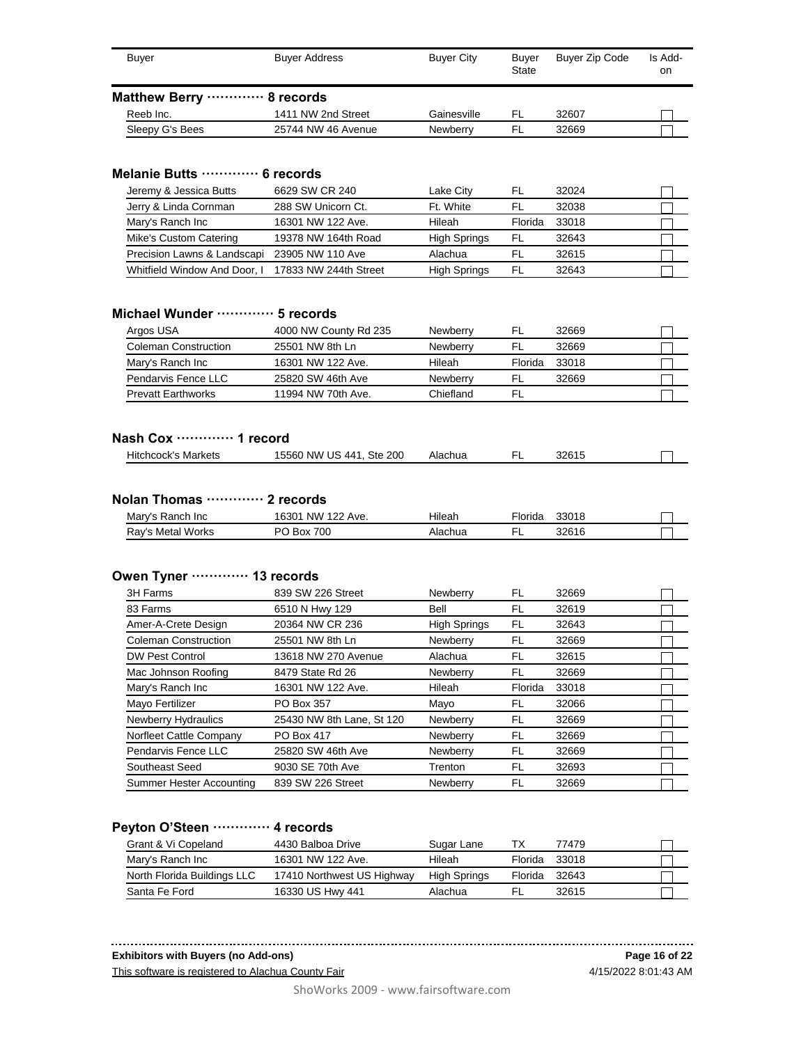| Buyer | Buyer Address | Buyer City | Buyer State | Buyer Zip Code | Is Add-on |
|---|---|---|---|---|---|

**Matthew Berry ············ 8 records**

| Buyer | Buyer Address | Buyer City | Buyer State | Buyer Zip Code | Is Add-on |
|---|---|---|---|---|---|
| Reeb Inc. | 1411 NW 2nd Street | Gainesville | FL | 32607 | ☐ |
| Sleepy G's Bees | 25744 NW 46 Avenue | Newberry | FL | 32669 | ☐ |

**Melanie Butts ············ 6 records**

| Buyer | Buyer Address | Buyer City | Buyer State | Buyer Zip Code | Is Add-on |
|---|---|---|---|---|---|
| Jeremy & Jessica Butts | 6629 SW CR 240 | Lake City | FL | 32024 | ☐ |
| Jerry & Linda Cornman | 288 SW Unicorn Ct. | Ft. White | FL | 32038 | ☐ |
| Mary's Ranch Inc | 16301 NW 122 Ave. | Hileah | Florida | 33018 | ☐ |
| Mike's Custom Catering | 19378 NW 164th Road | High Springs | FL | 32643 | ☐ |
| Precision Lawns & Landscapi | 23905 NW 110 Ave | Alachua | FL | 32615 | ☐ |
| Whitfield Window And Door, I | 17833 NW 244th Street | High Springs | FL | 32643 | ☐ |

**Michael Wunder ············ 5 records**

| Buyer | Buyer Address | Buyer City | Buyer State | Buyer Zip Code | Is Add-on |
|---|---|---|---|---|---|
| Argos USA | 4000 NW County Rd 235 | Newberry | FL | 32669 | ☐ |
| Coleman Construction | 25501 NW 8th Ln | Newberry | FL | 32669 | ☐ |
| Mary's Ranch Inc | 16301 NW 122 Ave. | Hileah | Florida | 33018 | ☐ |
| Pendarvis Fence LLC | 25820 SW 46th Ave | Newberry | FL | 32669 | ☐ |
| Prevatt Earthworks | 11994 NW 70th Ave. | Chiefland | FL | | ☐ |

**Nash Cox ············ 1 record**

| Buyer | Buyer Address | Buyer City | Buyer State | Buyer Zip Code | Is Add-on |
|---|---|---|---|---|---|
| Hitchcock's Markets | 15560 NW US 441, Ste 200 | Alachua | FL | 32615 | ☐ |

**Nolan Thomas ············ 2 records**

| Buyer | Buyer Address | Buyer City | Buyer State | Buyer Zip Code | Is Add-on |
|---|---|---|---|---|---|
| Mary's Ranch Inc | 16301 NW 122 Ave. | Hileah | Florida | 33018 | ☐ |
| Ray's Metal Works | PO Box 700 | Alachua | FL | 32616 | ☐ |

**Owen Tyner ············ 13 records**

| Buyer | Buyer Address | Buyer City | Buyer State | Buyer Zip Code | Is Add-on |
|---|---|---|---|---|---|
| 3H Farms | 839 SW 226 Street | Newberry | FL | 32669 | ☐ |
| 83 Farms | 6510 N Hwy 129 | Bell | FL | 32619 | ☐ |
| Amer-A-Crete Design | 20364 NW CR 236 | High Springs | FL | 32643 | ☐ |
| Coleman Construction | 25501 NW 8th Ln | Newberry | FL | 32669 | ☐ |
| DW Pest Control | 13618 NW 270 Avenue | Alachua | FL | 32615 | ☐ |
| Mac Johnson Roofing | 8479 State Rd 26 | Newberry | FL | 32669 | ☐ |
| Mary's Ranch Inc | 16301 NW 122 Ave. | Hileah | Florida | 33018 | ☐ |
| Mayo Fertilizer | PO Box 357 | Mayo | FL | 32066 | ☐ |
| Newberry Hydraulics | 25430 NW 8th Lane, St 120 | Newberry | FL | 32669 | ☐ |
| Norfleet Cattle Company | PO Box 417 | Newberry | FL | 32669 | ☐ |
| Pendarvis Fence LLC | 25820 SW 46th Ave | Newberry | FL | 32669 | ☐ |
| Southeast Seed | 9030 SE 70th Ave | Trenton | FL | 32693 | ☐ |
| Summer Hester Accounting | 839 SW 226 Street | Newberry | FL | 32669 | ☐ |

**Peyton O'Steen ············ 4 records**

| Buyer | Buyer Address | Buyer City | Buyer State | Buyer Zip Code | Is Add-on |
|---|---|---|---|---|---|
| Grant & Vi Copeland | 4430 Balboa Drive | Sugar Lane | TX | 77479 | ☐ |
| Mary's Ranch Inc | 16301 NW 122 Ave. | Hileah | Florida | 33018 | ☐ |
| North Florida Buildings LLC | 17410 Northwest US Highway | High Springs | Florida | 32643 | ☐ |
| Santa Fe Ford | 16330 US Hwy 441 | Alachua | FL | 32615 | ☐ |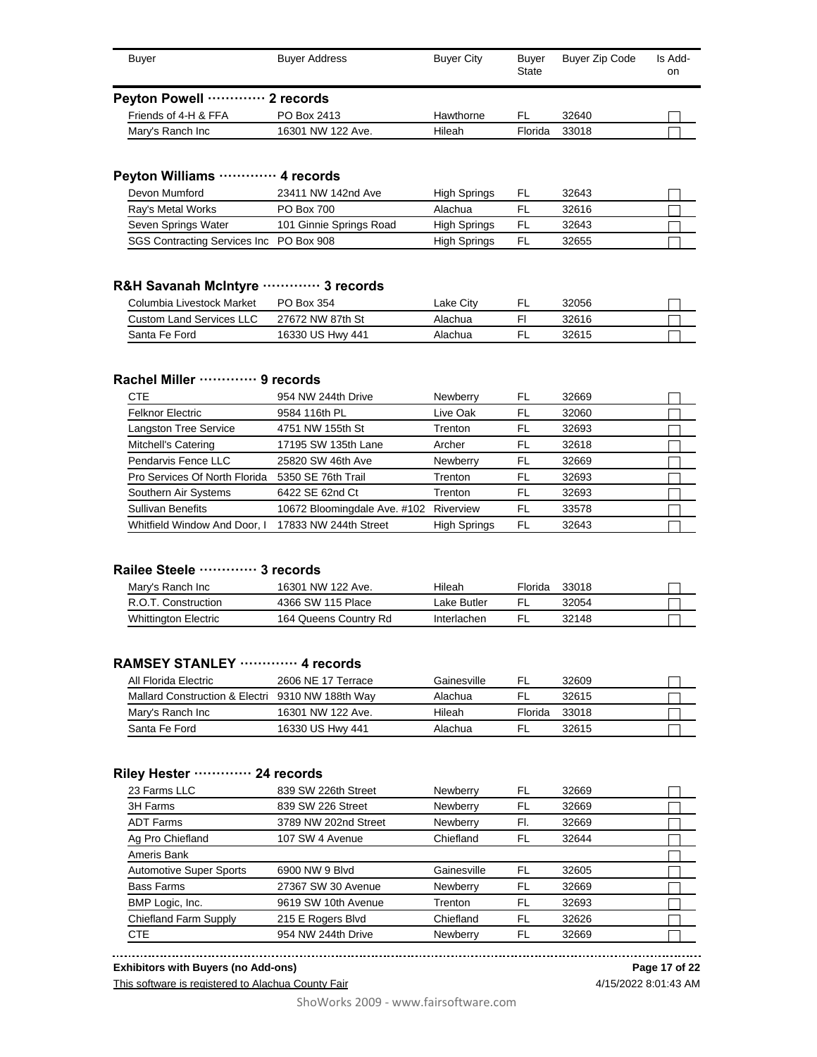| Buyer | Buyer Address | Buyer City | Buyer State | Buyer Zip Code | Is Add-on |
|---|---|---|---|---|---|

**Peyton Powell ············ 2 records**

| Buyer | Buyer Address | Buyer City | Buyer State | Buyer Zip Code | Is Add-on |
|---|---|---|---|---|---|
| Friends of 4-H & FFA | PO Box 2413 | Hawthorne | FL | 32640 | ☐ |
| Mary's Ranch Inc | 16301 NW 122 Ave. | Hileah | Florida | 33018 | ☐ |

**Peyton Williams ············ 4 records**

| Buyer | Buyer Address | Buyer City | Buyer State | Buyer Zip Code | Is Add-on |
|---|---|---|---|---|---|
| Devon Mumford | 23411 NW 142nd Ave | High Springs | FL | 32643 | ☐ |
| Ray's Metal Works | PO Box 700 | Alachua | FL | 32616 | ☐ |
| Seven Springs Water | 101 Ginnie Springs Road | High Springs | FL | 32643 | ☐ |
| SGS Contracting Services Inc | PO Box 908 | High Springs | FL | 32655 | ☐ |

**R&H Savanah McIntyre ············ 3 records**

| Buyer | Buyer Address | Buyer City | Buyer State | Buyer Zip Code | Is Add-on |
|---|---|---|---|---|---|
| Columbia Livestock Market | PO Box 354 | Lake City | FL | 32056 | ☐ |
| Custom Land Services LLC | 27672 NW 87th St | Alachua | Fl | 32616 | ☐ |
| Santa Fe Ford | 16330 US Hwy 441 | Alachua | FL | 32615 | ☐ |

**Rachel Miller ············ 9 records**

| Buyer | Buyer Address | Buyer City | Buyer State | Buyer Zip Code | Is Add-on |
|---|---|---|---|---|---|
| CTE | 954 NW 244th Drive | Newberry | FL | 32669 | ☐ |
| Felknor Electric | 9584 116th PL | Live Oak | FL | 32060 | ☐ |
| Langston Tree Service | 4751 NW 155th St | Trenton | FL | 32693 | ☐ |
| Mitchell's Catering | 17195 SW 135th Lane | Archer | FL | 32618 | ☐ |
| Pendarvis Fence LLC | 25820 SW 46th Ave | Newberry | FL | 32669 | ☐ |
| Pro Services Of North Florida | 5350 SE 76th Trail | Trenton | FL | 32693 | ☐ |
| Southern Air Systems | 6422 SE 62nd Ct | Trenton | FL | 32693 | ☐ |
| Sullivan Benefits | 10672 Bloomingdale Ave. #102 | Riverview | FL | 33578 | ☐ |
| Whitfield Window And Door, I | 17833 NW 244th Street | High Springs | FL | 32643 | ☐ |

**Railee Steele ············ 3 records**

| Buyer | Buyer Address | Buyer City | Buyer State | Buyer Zip Code | Is Add-on |
|---|---|---|---|---|---|
| Mary's Ranch Inc | 16301 NW 122 Ave. | Hileah | Florida | 33018 | ☐ |
| R.O.T. Construction | 4366 SW 115 Place | Lake Butler | FL | 32054 | ☐ |
| Whittington Electric | 164 Queens Country Rd | Interlachen | FL | 32148 | ☐ |

**RAMSEY STANLEY ············ 4 records**

| Buyer | Buyer Address | Buyer City | Buyer State | Buyer Zip Code | Is Add-on |
|---|---|---|---|---|---|
| All Florida Electric | 2606 NE 17 Terrace | Gainesville | FL | 32609 | ☐ |
| Mallard Construction & Electri | 9310 NW 188th Way | Alachua | FL | 32615 | ☐ |
| Mary's Ranch Inc | 16301 NW 122 Ave. | Hileah | Florida | 33018 | ☐ |
| Santa Fe Ford | 16330 US Hwy 441 | Alachua | FL | 32615 | ☐ |

**Riley Hester ············ 24 records**

| Buyer | Buyer Address | Buyer City | Buyer State | Buyer Zip Code | Is Add-on |
|---|---|---|---|---|---|
| 23 Farms LLC | 839 SW 226th Street | Newberry | FL | 32669 | ☐ |
| 3H Farms | 839 SW 226 Street | Newberry | FL | 32669 | ☐ |
| ADT Farms | 3789 NW 202nd Street | Newberry | Fl. | 32669 | ☐ |
| Ag Pro Chiefland | 107 SW 4 Avenue | Chiefland | FL | 32644 | ☐ |
| Ameris Bank | | | | | ☐ |
| Automotive Super Sports | 6900 NW 9 Blvd | Gainesville | FL | 32605 | ☐ |
| Bass Farms | 27367 SW 30 Avenue | Newberry | FL | 32669 | ☐ |
| BMP Logic, Inc. | 9619 SW 10th Avenue | Trenton | FL | 32693 | ☐ |
| Chiefland Farm Supply | 215 E Rogers Blvd | Chiefland | FL | 32626 | ☐ |
| CTE | 954 NW 244th Drive | Newberry | FL | 32669 | ☐ |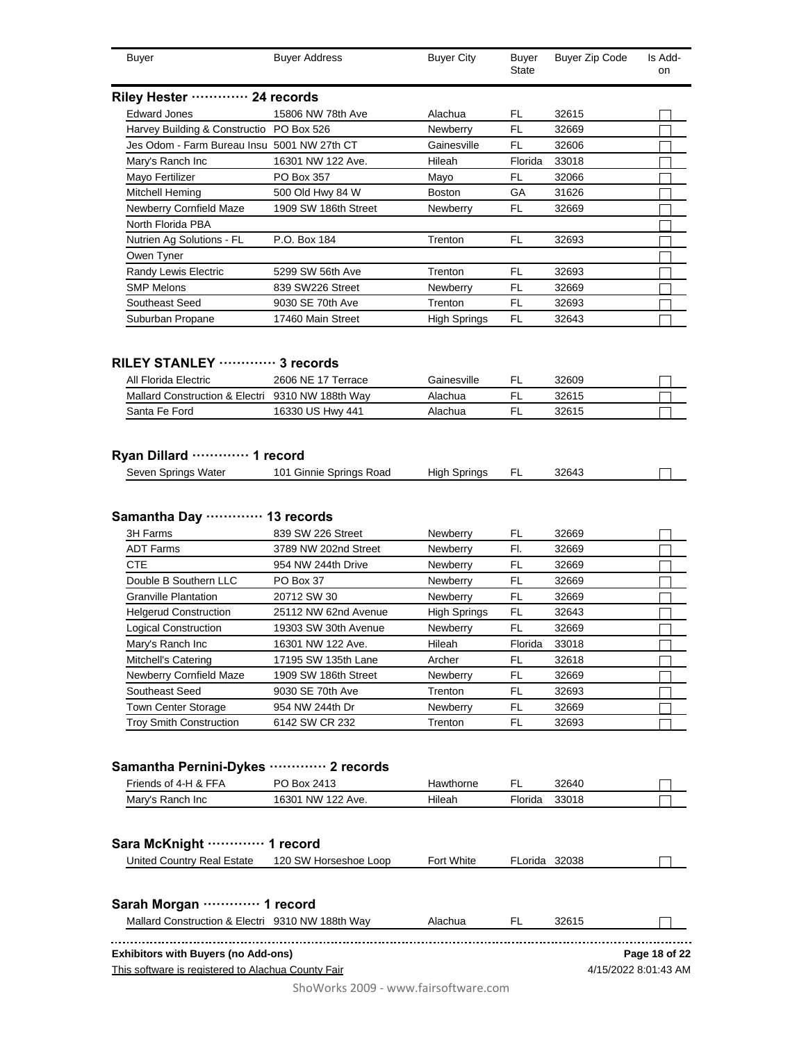| Buyer | Buyer Address | Buyer City | Buyer State | Buyer Zip Code | Is Add-on |
|---|---|---|---|---|---|

### Riley Hester ············· 24 records

| Buyer | Buyer Address | Buyer City | Buyer State | Buyer Zip Code | Is Add-on |
|---|---|---|---|---|---|
| Edward Jones | 15806 NW 78th Ave | Alachua | FL | 32615 | ☐ |
| Harvey Building & Constructio | PO Box 526 | Newberry | FL | 32669 | ☐ |
| Jes Odom - Farm Bureau Insu | 5001 NW 27th CT | Gainesville | FL | 32606 | ☐ |
| Mary's Ranch Inc | 16301 NW 122 Ave. | Hileah | Florida | 33018 | ☐ |
| Mayo Fertilizer | PO Box 357 | Mayo | FL | 32066 | ☐ |
| Mitchell Heming | 500 Old Hwy 84 W | Boston | GA | 31626 | ☐ |
| Newberry Cornfield Maze | 1909 SW 186th Street | Newberry | FL | 32669 | ☐ |
| North Florida PBA | | | | | ☐ |
| Nutrien Ag Solutions - FL | P.O. Box 184 | Trenton | FL | 32693 | ☐ |
| Owen Tyner | | | | | ☐ |
| Randy Lewis Electric | 5299 SW 56th Ave | Trenton | FL | 32693 | ☐ |
| SMP Melons | 839 SW226 Street | Newberry | FL | 32669 | ☐ |
| Southeast Seed | 9030 SE 70th Ave | Trenton | FL | 32693 | ☐ |
| Suburban Propane | 17460 Main Street | High Springs | FL | 32643 | ☐ |

### RILEY STANLEY ············· 3 records

| Buyer | Buyer Address | Buyer City | Buyer State | Buyer Zip Code | Is Add-on |
|---|---|---|---|---|---|
| All Florida Electric | 2606 NE 17 Terrace | Gainesville | FL | 32609 | ☐ |
| Mallard Construction & Electri | 9310 NW 188th Way | Alachua | FL | 32615 | ☐ |
| Santa Fe Ford | 16330 US Hwy 441 | Alachua | FL | 32615 | ☐ |

### Ryan Dillard ············· 1 record

| Buyer | Buyer Address | Buyer City | Buyer State | Buyer Zip Code | Is Add-on |
|---|---|---|---|---|---|
| Seven Springs Water | 101 Ginnie Springs Road | High Springs | FL | 32643 | ☐ |

### Samantha Day ············· 13 records

| Buyer | Buyer Address | Buyer City | Buyer State | Buyer Zip Code | Is Add-on |
|---|---|---|---|---|---|
| 3H Farms | 839 SW 226 Street | Newberry | FL | 32669 | ☐ |
| ADT Farms | 3789 NW 202nd Street | Newberry | Fl. | 32669 | ☐ |
| CTE | 954 NW 244th Drive | Newberry | FL | 32669 | ☐ |
| Double B Southern LLC | PO Box 37 | Newberry | FL | 32669 | ☐ |
| Granville Plantation | 20712 SW 30 | Newberry | FL | 32669 | ☐ |
| Helgerud Construction | 25112 NW 62nd Avenue | High Springs | FL | 32643 | ☐ |
| Logical Construction | 19303 SW 30th Avenue | Newberry | FL | 32669 | ☐ |
| Mary's Ranch Inc | 16301 NW 122 Ave. | Hileah | Florida | 33018 | ☐ |
| Mitchell's Catering | 17195 SW 135th Lane | Archer | FL | 32618 | ☐ |
| Newberry Cornfield Maze | 1909 SW 186th Street | Newberry | FL | 32669 | ☐ |
| Southeast Seed | 9030 SE 70th Ave | Trenton | FL | 32693 | ☐ |
| Town Center Storage | 954 NW 244th Dr | Newberry | FL | 32669 | ☐ |
| Troy Smith Construction | 6142 SW CR 232 | Trenton | FL | 32693 | ☐ |

### Samantha Pernini-Dykes ············· 2 records

| Buyer | Buyer Address | Buyer City | Buyer State | Buyer Zip Code | Is Add-on |
|---|---|---|---|---|---|
| Friends of 4-H & FFA | PO Box 2413 | Hawthorne | FL | 32640 | ☐ |
| Mary's Ranch Inc | 16301 NW 122 Ave. | Hileah | Florida | 33018 | ☐ |

### Sara McKnight ············· 1 record

| Buyer | Buyer Address | Buyer City | Buyer State | Buyer Zip Code | Is Add-on |
|---|---|---|---|---|---|
| United Country Real Estate | 120 SW Horseshoe Loop | Fort White | FLorida | 32038 | ☐ |

### Sarah Morgan ············· 1 record

| Buyer | Buyer Address | Buyer City | Buyer State | Buyer Zip Code | Is Add-on |
|---|---|---|---|---|---|
| Mallard Construction & Electri | 9310 NW 188th Way | Alachua | FL | 32615 | ☐ |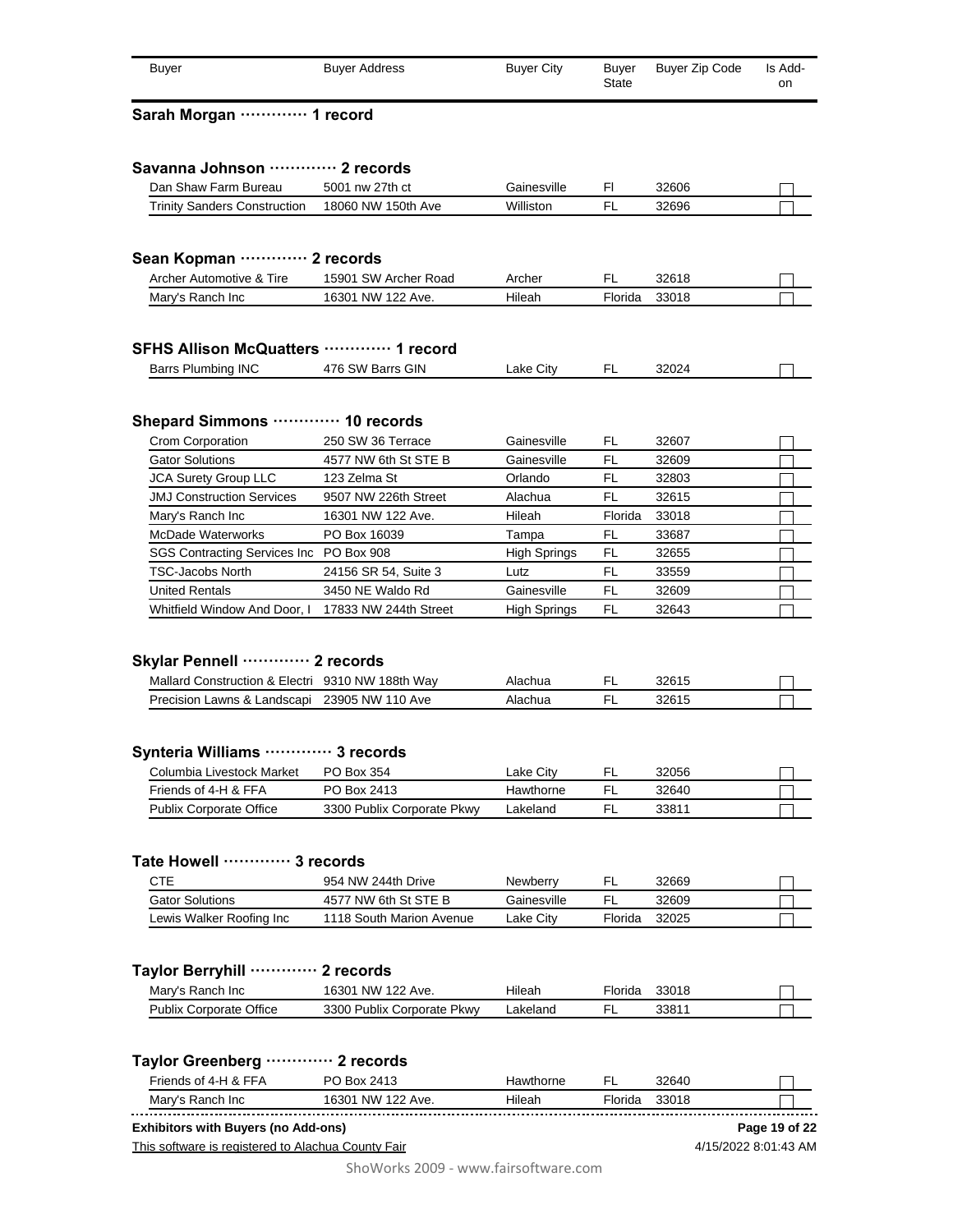| Buyer | Buyer Address | Buyer City | Buyer State | Buyer Zip Code | Is Add-on |
|---|---|---|---|---|---|

**Sarah Morgan ············· 1 record**

**Savanna Johnson ············· 2 records**

| Buyer | Buyer Address | Buyer City | Buyer State | Buyer Zip Code | Is Add-on |
|---|---|---|---|---|---|
| Dan Shaw Farm Bureau | 5001 nw 27th ct | Gainesville | Fl | 32606 | ☐ |
| Trinity Sanders Construction | 18060 NW 150th Ave | Williston | FL | 32696 | ☐ |

**Sean Kopman ············· 2 records**

| Buyer | Buyer Address | Buyer City | Buyer State | Buyer Zip Code | Is Add-on |
|---|---|---|---|---|---|
| Archer Automotive & Tire | 15901 SW Archer Road | Archer | FL | 32618 | ☐ |
| Mary's Ranch Inc | 16301 NW 122 Ave. | Hileah | Florida | 33018 | ☐ |

**SFHS Allison McQuatters ············· 1 record**

| Buyer | Buyer Address | Buyer City | Buyer State | Buyer Zip Code | Is Add-on |
|---|---|---|---|---|---|
| Barrs Plumbing INC | 476 SW Barrs GIN | Lake City | FL | 32024 | ☐ |

**Shepard Simmons ············· 10 records**

| Buyer | Buyer Address | Buyer City | Buyer State | Buyer Zip Code | Is Add-on |
|---|---|---|---|---|---|
| Crom Corporation | 250 SW 36 Terrace | Gainesville | FL | 32607 | ☐ |
| Gator Solutions | 4577 NW 6th St STE B | Gainesville | FL | 32609 | ☐ |
| JCA Surety Group LLC | 123 Zelma St | Orlando | FL | 32803 | ☐ |
| JMJ Construction Services | 9507 NW 226th Street | Alachua | FL | 32615 | ☐ |
| Mary's Ranch Inc | 16301 NW 122 Ave. | Hileah | Florida | 33018 | ☐ |
| McDade Waterworks | PO Box 16039 | Tampa | FL | 33687 | ☐ |
| SGS Contracting Services Inc | PO Box 908 | High Springs | FL | 32655 | ☐ |
| TSC-Jacobs North | 24156 SR 54, Suite 3 | Lutz | FL | 33559 | ☐ |
| United Rentals | 3450 NE Waldo Rd | Gainesville | FL | 32609 | ☐ |
| Whitfield Window And Door, I | 17833 NW 244th Street | High Springs | FL | 32643 | ☐ |

**Skylar Pennell ············· 2 records**

| Buyer | Buyer Address | Buyer City | Buyer State | Buyer Zip Code | Is Add-on |
|---|---|---|---|---|---|
| Mallard Construction & Electri | 9310 NW 188th Way | Alachua | FL | 32615 | ☐ |
| Precision Lawns & Landscapi | 23905 NW 110 Ave | Alachua | FL | 32615 | ☐ |

**Synteria Williams ············· 3 records**

| Buyer | Buyer Address | Buyer City | Buyer State | Buyer Zip Code | Is Add-on |
|---|---|---|---|---|---|
| Columbia Livestock Market | PO Box 354 | Lake City | FL | 32056 | ☐ |
| Friends of 4-H & FFA | PO Box 2413 | Hawthorne | FL | 32640 | ☐ |
| Publix Corporate Office | 3300 Publix Corporate Pkwy | Lakeland | FL | 33811 | ☐ |

**Tate Howell ············· 3 records**

| Buyer | Buyer Address | Buyer City | Buyer State | Buyer Zip Code | Is Add-on |
|---|---|---|---|---|---|
| CTE | 954 NW 244th Drive | Newberry | FL | 32669 | ☐ |
| Gator Solutions | 4577 NW 6th St STE B | Gainesville | FL | 32609 | ☐ |
| Lewis Walker Roofing Inc | 1118 South Marion Avenue | Lake City | Florida | 32025 | ☐ |

**Taylor Berryhill ············· 2 records**

| Buyer | Buyer Address | Buyer City | Buyer State | Buyer Zip Code | Is Add-on |
|---|---|---|---|---|---|
| Mary's Ranch Inc | 16301 NW 122 Ave. | Hileah | Florida | 33018 | ☐ |
| Publix Corporate Office | 3300 Publix Corporate Pkwy | Lakeland | FL | 33811 | ☐ |

**Taylor Greenberg ············· 2 records**

| Buyer | Buyer Address | Buyer City | Buyer State | Buyer Zip Code | Is Add-on |
|---|---|---|---|---|---|
| Friends of 4-H & FFA | PO Box 2413 | Hawthorne | FL | 32640 | ☐ |
| Mary's Ranch Inc | 16301 NW 122 Ave. | Hileah | Florida | 33018 | ☐ |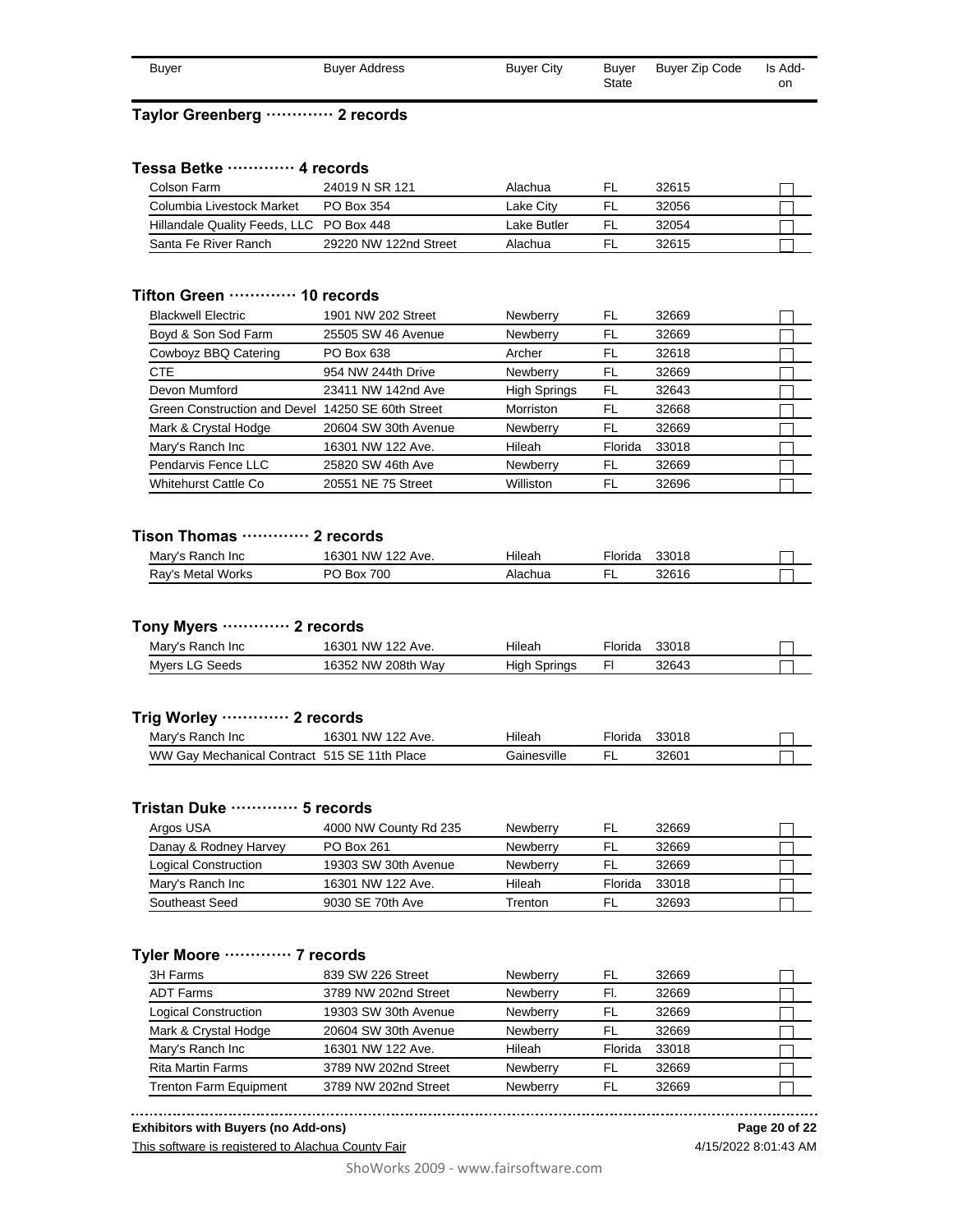| Buyer | Buyer Address | Buyer City | Buyer State | Buyer Zip Code | Is Add-on |
|---|---|---|---|---|---|

### Taylor Greenberg ············ 2 records

### Tessa Betke ············ 4 records

| Buyer | Buyer Address | Buyer City | Buyer State | Buyer Zip Code | Is Add-on |
|---|---|---|---|---|---|
| Colson Farm | 24019 N SR 121 | Alachua | FL | 32615 | ☐ |
| Columbia Livestock Market | PO Box 354 | Lake City | FL | 32056 | ☐ |
| Hillandale Quality Feeds, LLC | PO Box 448 | Lake Butler | FL | 32054 | ☐ |
| Santa Fe River Ranch | 29220 NW 122nd Street | Alachua | FL | 32615 | ☐ |

### Tifton Green ············ 10 records

| Buyer | Buyer Address | Buyer City | Buyer State | Buyer Zip Code | Is Add-on |
|---|---|---|---|---|---|
| Blackwell Electric | 1901 NW 202 Street | Newberry | FL | 32669 | ☐ |
| Boyd & Son Sod Farm | 25505 SW 46 Avenue | Newberry | FL | 32669 | ☐ |
| Cowboyz BBQ Catering | PO Box 638 | Archer | FL | 32618 | ☐ |
| CTE | 954 NW 244th Drive | Newberry | FL | 32669 | ☐ |
| Devon Mumford | 23411 NW 142nd Ave | High Springs | FL | 32643 | ☐ |
| Green Construction and Devel | 14250 SE 60th Street | Morriston | FL | 32668 | ☐ |
| Mark & Crystal Hodge | 20604 SW 30th Avenue | Newberry | FL | 32669 | ☐ |
| Mary's Ranch Inc | 16301 NW 122 Ave. | Hileah | Florida | 33018 | ☐ |
| Pendarvis Fence LLC | 25820 SW 46th Ave | Newberry | FL | 32669 | ☐ |
| Whitehurst Cattle Co | 20551 NE 75 Street | Williston | FL | 32696 | ☐ |

### Tison Thomas ············ 2 records

| Buyer | Buyer Address | Buyer City | Buyer State | Buyer Zip Code | Is Add-on |
|---|---|---|---|---|---|
| Mary's Ranch Inc | 16301 NW 122 Ave. | Hileah | Florida | 33018 | ☐ |
| Ray's Metal Works | PO Box 700 | Alachua | FL | 32616 | ☐ |

### Tony Myers ············ 2 records

| Buyer | Buyer Address | Buyer City | Buyer State | Buyer Zip Code | Is Add-on |
|---|---|---|---|---|---|
| Mary's Ranch Inc | 16301 NW 122 Ave. | Hileah | Florida | 33018 | ☐ |
| Myers LG Seeds | 16352 NW 208th Way | High Springs | Fl | 32643 | ☐ |

### Trig Worley ············ 2 records

| Buyer | Buyer Address | Buyer City | Buyer State | Buyer Zip Code | Is Add-on |
|---|---|---|---|---|---|
| Mary's Ranch Inc | 16301 NW 122 Ave. | Hileah | Florida | 33018 | ☐ |
| WW Gay Mechanical Contract | 515 SE 11th Place | Gainesville | FL | 32601 | ☐ |

### Tristan Duke ············ 5 records

| Buyer | Buyer Address | Buyer City | Buyer State | Buyer Zip Code | Is Add-on |
|---|---|---|---|---|---|
| Argos USA | 4000 NW County Rd 235 | Newberry | FL | 32669 | ☐ |
| Danay & Rodney Harvey | PO Box 261 | Newberry | FL | 32669 | ☐ |
| Logical Construction | 19303 SW 30th Avenue | Newberry | FL | 32669 | ☐ |
| Mary's Ranch Inc | 16301 NW 122 Ave. | Hileah | Florida | 33018 | ☐ |
| Southeast Seed | 9030 SE 70th Ave | Trenton | FL | 32693 | ☐ |

### Tyler Moore ············ 7 records

| Buyer | Buyer Address | Buyer City | Buyer State | Buyer Zip Code | Is Add-on |
|---|---|---|---|---|---|
| 3H Farms | 839 SW 226 Street | Newberry | FL | 32669 | ☐ |
| ADT Farms | 3789 NW 202nd Street | Newberry | Fl. | 32669 | ☐ |
| Logical Construction | 19303 SW 30th Avenue | Newberry | FL | 32669 | ☐ |
| Mark & Crystal Hodge | 20604 SW 30th Avenue | Newberry | FL | 32669 | ☐ |
| Mary's Ranch Inc | 16301 NW 122 Ave. | Hileah | Florida | 33018 | ☐ |
| Rita Martin Farms | 3789 NW 202nd Street | Newberry | FL | 32669 | ☐ |
| Trenton Farm Equipment | 3789 NW 202nd Street | Newberry | FL | 32669 | ☐ |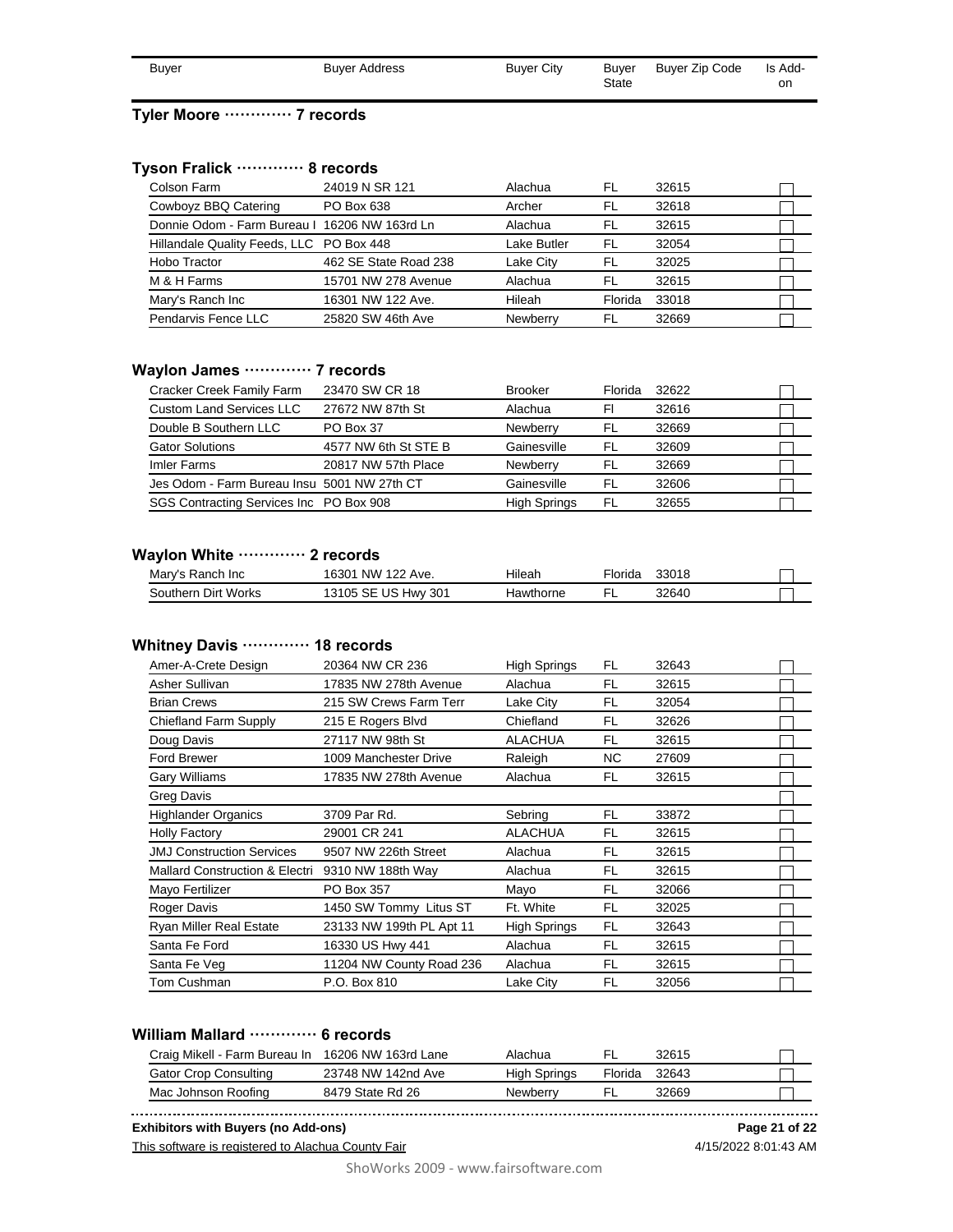| Buyer | Buyer Address | Buyer City | Buyer State | Buyer Zip Code | Is Add-on |
|---|---|---|---|---|---|

**Tyler Moore ············· 7 records**

**Tyson Fralick ············· 8 records**

| Buyer | Buyer Address | Buyer City | Buyer State | Buyer Zip Code | Is Add-on |
|---|---|---|---|---|---|
| Colson Farm | 24019 N SR 121 | Alachua | FL | 32615 | ☐ |
| Cowboyz BBQ Catering | PO Box 638 | Archer | FL | 32618 | ☐ |
| Donnie Odom - Farm Bureau I | 16206 NW 163rd Ln | Alachua | FL | 32615 | ☐ |
| Hillandale Quality Feeds, LLC | PO Box 448 | Lake Butler | FL | 32054 | ☐ |
| Hobo Tractor | 462 SE State Road 238 | Lake City | FL | 32025 | ☐ |
| M & H Farms | 15701 NW 278 Avenue | Alachua | FL | 32615 | ☐ |
| Mary's Ranch Inc | 16301 NW 122 Ave. | Hileah | Florida | 33018 | ☐ |
| Pendarvis Fence LLC | 25820 SW 46th Ave | Newberry | FL | 32669 | ☐ |

**Waylon James ············· 7 records**

| Buyer | Buyer Address | Buyer City | Buyer State | Buyer Zip Code | Is Add-on |
|---|---|---|---|---|---|
| Cracker Creek Family Farm | 23470 SW CR 18 | Brooker | Florida | 32622 | ☐ |
| Custom Land Services LLC | 27672 NW 87th St | Alachua | Fl | 32616 | ☐ |
| Double B Southern LLC | PO Box 37 | Newberry | FL | 32669 | ☐ |
| Gator Solutions | 4577 NW 6th St STE B | Gainesville | FL | 32609 | ☐ |
| Imler Farms | 20817 NW 57th Place | Newberry | FL | 32669 | ☐ |
| Jes Odom - Farm Bureau Insu | 5001 NW 27th CT | Gainesville | FL | 32606 | ☐ |
| SGS Contracting Services Inc | PO Box 908 | High Springs | FL | 32655 | ☐ |

**Waylon White ············· 2 records**

| Buyer | Buyer Address | Buyer City | Buyer State | Buyer Zip Code | Is Add-on |
|---|---|---|---|---|---|
| Mary's Ranch Inc | 16301 NW 122 Ave. | Hileah | Florida | 33018 | ☐ |
| Southern Dirt Works | 13105 SE US Hwy 301 | Hawthorne | FL | 32640 | ☐ |

**Whitney Davis ············· 18 records**

| Buyer | Buyer Address | Buyer City | Buyer State | Buyer Zip Code | Is Add-on |
|---|---|---|---|---|---|
| Amer-A-Crete Design | 20364 NW CR 236 | High Springs | FL | 32643 | ☐ |
| Asher Sullivan | 17835 NW 278th Avenue | Alachua | FL | 32615 | ☐ |
| Brian Crews | 215 SW Crews Farm Terr | Lake City | FL | 32054 | ☐ |
| Chiefland Farm Supply | 215 E Rogers Blvd | Chiefland | FL | 32626 | ☐ |
| Doug Davis | 27117 NW 98th St | ALACHUA | FL | 32615 | ☐ |
| Ford Brewer | 1009 Manchester Drive | Raleigh | NC | 27609 | ☐ |
| Gary Williams | 17835 NW 278th Avenue | Alachua | FL | 32615 | ☐ |
| Greg Davis | | | | | ☐ |
| Highlander Organics | 3709 Par Rd. | Sebring | FL | 33872 | ☐ |
| Holly Factory | 29001 CR 241 | ALACHUA | FL | 32615 | ☐ |
| JMJ Construction Services | 9507 NW 226th Street | Alachua | FL | 32615 | ☐ |
| Mallard Construction & Electri | 9310 NW 188th Way | Alachua | FL | 32615 | ☐ |
| Mayo Fertilizer | PO Box 357 | Mayo | FL | 32066 | ☐ |
| Roger Davis | 1450 SW Tommy Litus ST | Ft. White | FL | 32025 | ☐ |
| Ryan Miller Real Estate | 23133 NW 199th PL Apt 11 | High Springs | FL | 32643 | ☐ |
| Santa Fe Ford | 16330 US Hwy 441 | Alachua | FL | 32615 | ☐ |
| Santa Fe Veg | 11204 NW County Road 236 | Alachua | FL | 32615 | ☐ |
| Tom Cushman | P.O. Box 810 | Lake City | FL | 32056 | ☐ |

**William Mallard ············· 6 records**

| Buyer | Buyer Address | Buyer City | Buyer State | Buyer Zip Code | Is Add-on |
|---|---|---|---|---|---|
| Craig Mikell - Farm Bureau In | 16206 NW 163rd Lane | Alachua | FL | 32615 | ☐ |
| Gator Crop Consulting | 23748 NW 142nd Ave | High Springs | Florida | 32643 | ☐ |
| Mac Johnson Roofing | 8479 State Rd 26 | Newberry | FL | 32669 | ☐ |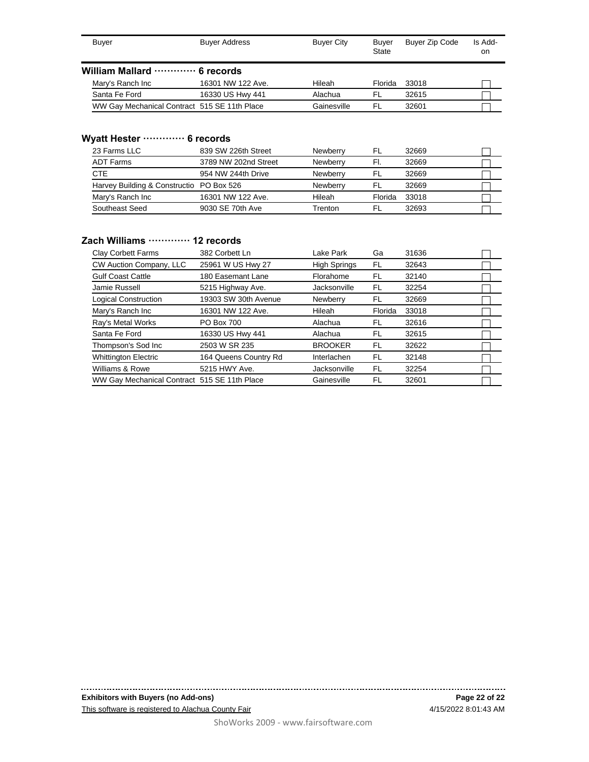| Buyer | Buyer Address | Buyer City | Buyer State | Buyer Zip Code | Is Add-on |
|---|---|---|---|---|---|

**William Mallard ············ 6 records**

| Buyer | Buyer Address | Buyer City | Buyer State | Buyer Zip Code | Is Add-on |
|---|---|---|---|---|---|
| Mary's Ranch Inc | 16301 NW 122 Ave. | Hileah | Florida | 33018 | ☐ |
| Santa Fe Ford | 16330 US Hwy 441 | Alachua | FL | 32615 | ☐ |
| WW Gay Mechanical Contract | 515 SE 11th Place | Gainesville | FL | 32601 | ☐ |

**Wyatt Hester ············ 6 records**

| Buyer | Buyer Address | Buyer City | Buyer State | Buyer Zip Code | Is Add-on |
|---|---|---|---|---|---|
| 23 Farms LLC | 839 SW 226th Street | Newberry | FL | 32669 | ☐ |
| ADT Farms | 3789 NW 202nd Street | Newberry | Fl. | 32669 | ☐ |
| CTE | 954 NW 244th Drive | Newberry | FL | 32669 | ☐ |
| Harvey Building & Constructio | PO Box 526 | Newberry | FL | 32669 | ☐ |
| Mary's Ranch Inc | 16301 NW 122 Ave. | Hileah | Florida | 33018 | ☐ |
| Southeast Seed | 9030 SE 70th Ave | Trenton | FL | 32693 | ☐ |

**Zach Williams ············ 12 records**

| Buyer | Buyer Address | Buyer City | Buyer State | Buyer Zip Code | Is Add-on |
|---|---|---|---|---|---|
| Clay Corbett Farms | 382 Corbett Ln | Lake Park | Ga | 31636 | ☐ |
| CW Auction Company, LLC | 25961 W US Hwy 27 | High Springs | FL | 32643 | ☐ |
| Gulf Coast Cattle | 180 Easemant Lane | Florahome | FL | 32140 | ☐ |
| Jamie Russell | 5215 Highway Ave. | Jacksonville | FL | 32254 | ☐ |
| Logical Construction | 19303 SW 30th Avenue | Newberry | FL | 32669 | ☐ |
| Mary's Ranch Inc | 16301 NW 122 Ave. | Hileah | Florida | 33018 | ☐ |
| Ray's Metal Works | PO Box 700 | Alachua | FL | 32616 | ☐ |
| Santa Fe Ford | 16330 US Hwy 441 | Alachua | FL | 32615 | ☐ |
| Thompson's Sod Inc | 2503 W SR 235 | BROOKER | FL | 32622 | ☐ |
| Whittington Electric | 164 Queens Country Rd | Interlachen | FL | 32148 | ☐ |
| Williams & Rowe | 5215 HWY Ave. | Jacksonville | FL | 32254 | ☐ |
| WW Gay Mechanical Contract | 515 SE 11th Place | Gainesville | FL | 32601 | ☐ |